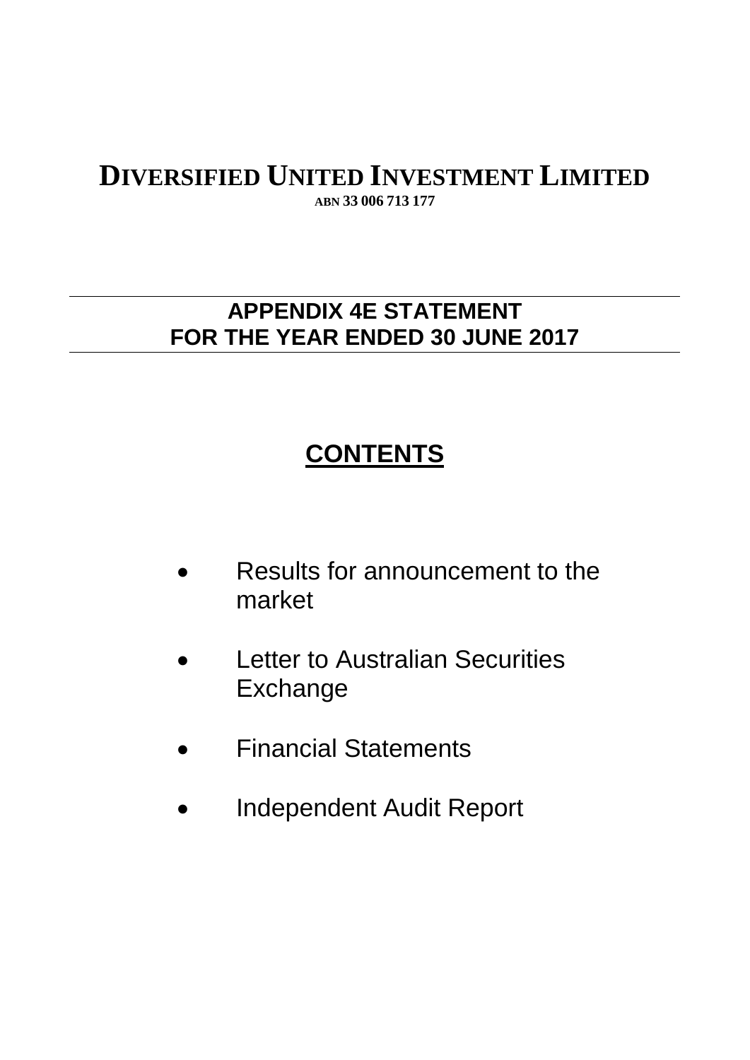# DIVERSIFIED UNITED INVESTMENT LIMITED

ABN 33 006 713 177

## APPENDIX 4E STATEMENT
## FOR THE YEAR ENDED 30 JUNE 2017

## CONTENTS

- Results for announcement to the market
- Letter to Australian Securities Exchange
- Financial Statements
- Independent Audit Report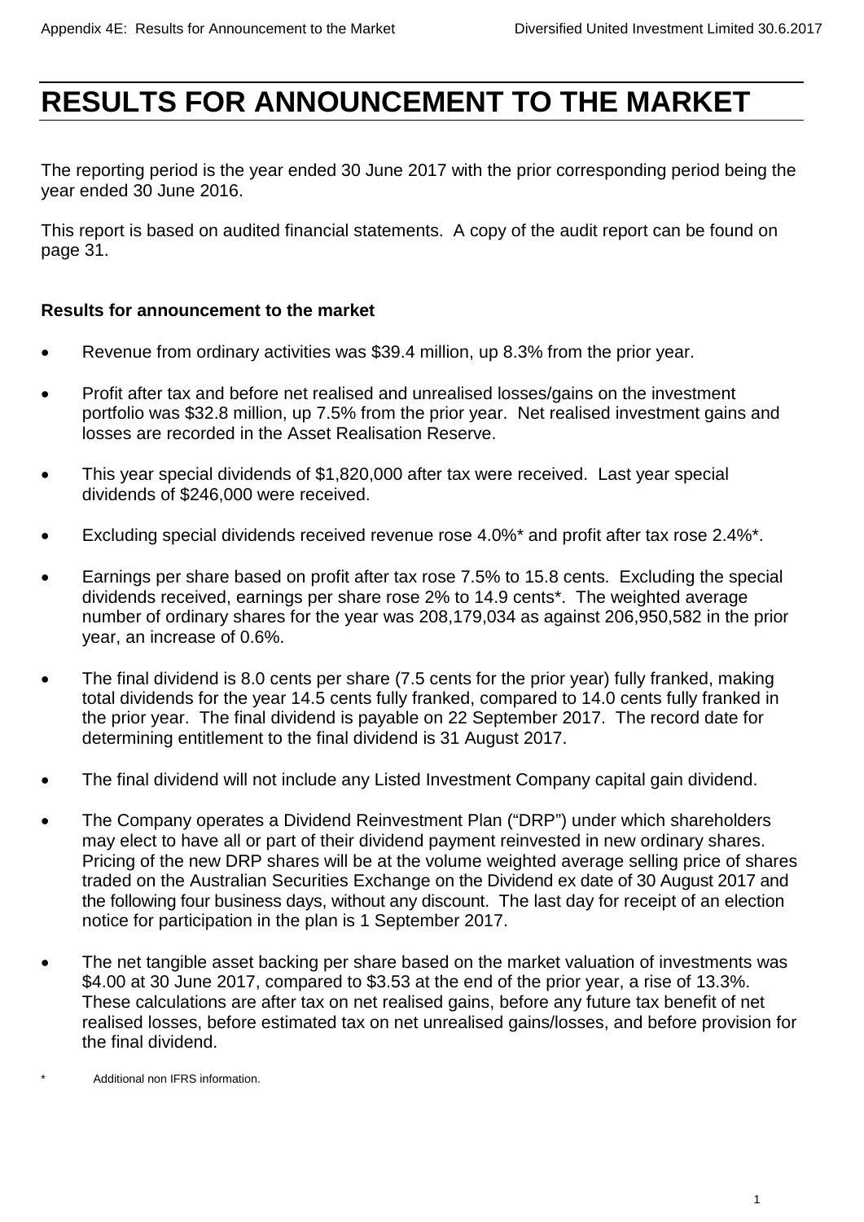# RESULTS FOR ANNOUNCEMENT TO THE MARKET

The reporting period is the year ended 30 June 2017 with the prior corresponding period being the year ended 30 June 2016.

This report is based on audited financial statements. A copy of the audit report can be found on page 31.

**Results for announcement to the market**

- Revenue from ordinary activities was $39.4 million, up 8.3% from the prior year.
- Profit after tax and before net realised and unrealised losses/gains on the investment portfolio was $32.8 million, up 7.5% from the prior year. Net realised investment gains and losses are recorded in the Asset Realisation Reserve.
- This year special dividends of $1,820,000 after tax were received. Last year special dividends of $246,000 were received.
- Excluding special dividends received revenue rose 4.0%* and profit after tax rose 2.4%*.
- Earnings per share based on profit after tax rose 7.5% to 15.8 cents. Excluding the special dividends received, earnings per share rose 2% to 14.9 cents*. The weighted average number of ordinary shares for the year was 208,179,034 as against 206,950,582 in the prior year, an increase of 0.6%.
- The final dividend is 8.0 cents per share (7.5 cents for the prior year) fully franked, making total dividends for the year 14.5 cents fully franked, compared to 14.0 cents fully franked in the prior year. The final dividend is payable on 22 September 2017. The record date for determining entitlement to the final dividend is 31 August 2017.
- The final dividend will not include any Listed Investment Company capital gain dividend.
- The Company operates a Dividend Reinvestment Plan ("DRP") under which shareholders may elect to have all or part of their dividend payment reinvested in new ordinary shares. Pricing of the new DRP shares will be at the volume weighted average selling price of shares traded on the Australian Securities Exchange on the Dividend ex date of 30 August 2017 and the following four business days, without any discount. The last day for receipt of an election notice for participation in the plan is 1 September 2017.
- The net tangible asset backing per share based on the market valuation of investments was $4.00 at 30 June 2017, compared to $3.53 at the end of the prior year, a rise of 13.3%. These calculations are after tax on net realised gains, before any future tax benefit of net realised losses, before estimated tax on net unrealised gains/losses, and before provision for the final dividend.

\* Additional non IFRS information.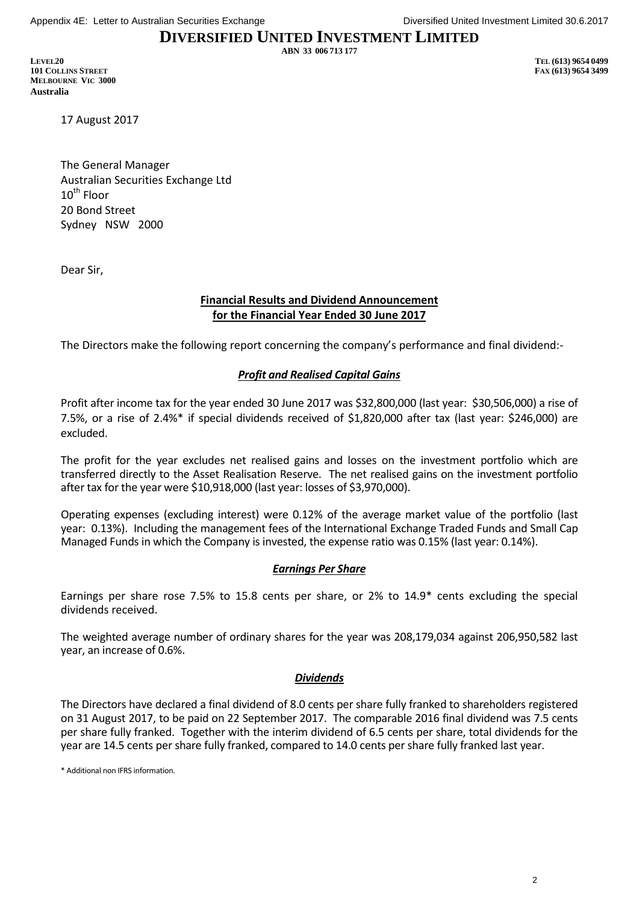# DIVERSIFIED UNITED INVESTMENT LIMITED

ABN 33 006 713 177

LEVEL 20
101 COLLINS STREET
MELBOURNE VIC 3000
Australia

TEL (613) 9654 0499
FAX (613) 9654 3499

17 August 2017

The General Manager
Australian Securities Exchange Ltd
10th Floor
20 Bond Street
Sydney NSW 2000

Dear Sir,

**Financial Results and Dividend Announcement**
**for the Financial Year Ended 30 June 2017**

The Directors make the following report concerning the company's performance and final dividend:-

***Profit and Realised Capital Gains***

Profit after income tax for the year ended 30 June 2017 was $32,800,000 (last year: $30,506,000) a rise of 7.5%, or a rise of 2.4%* if special dividends received of $1,820,000 after tax (last year: $246,000) are excluded.

The profit for the year excludes net realised gains and losses on the investment portfolio which are transferred directly to the Asset Realisation Reserve. The net realised gains on the investment portfolio after tax for the year were $10,918,000 (last year: losses of $3,970,000).

Operating expenses (excluding interest) were 0.12% of the average market value of the portfolio (last year: 0.13%). Including the management fees of the International Exchange Traded Funds and Small Cap Managed Funds in which the Company is invested, the expense ratio was 0.15% (last year: 0.14%).

***Earnings Per Share***

Earnings per share rose 7.5% to 15.8 cents per share, or 2% to 14.9* cents excluding the special dividends received.

The weighted average number of ordinary shares for the year was 208,179,034 against 206,950,582 last year, an increase of 0.6%.

***Dividends***

The Directors have declared a final dividend of 8.0 cents per share fully franked to shareholders registered on 31 August 2017, to be paid on 22 September 2017. The comparable 2016 final dividend was 7.5 cents per share fully franked. Together with the interim dividend of 6.5 cents per share, total dividends for the year are 14.5 cents per share fully franked, compared to 14.0 cents per share fully franked last year.

* Additional non IFRS information.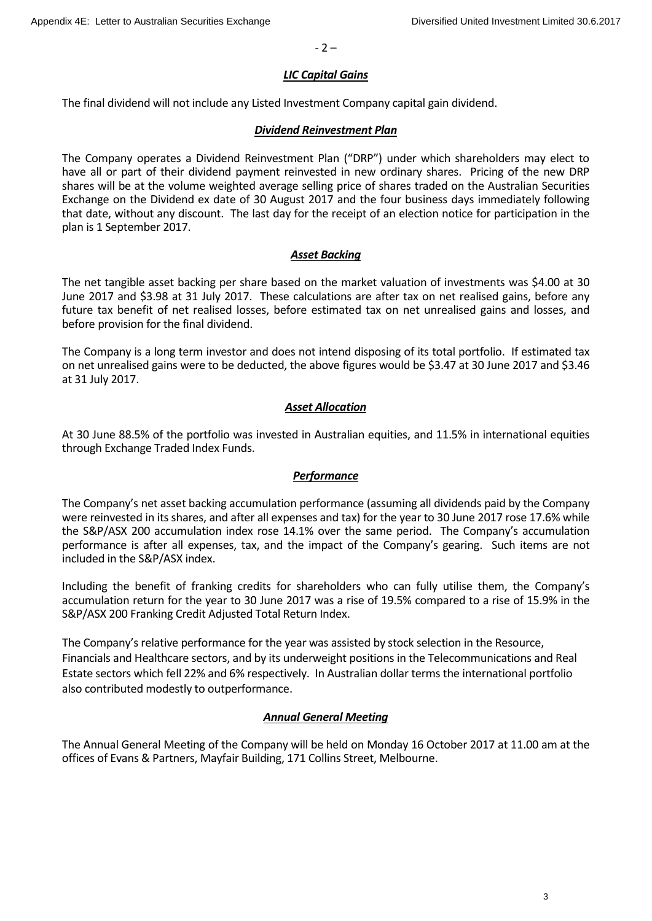- 2 –

## *LIC Capital Gains*

The final dividend will not include any Listed Investment Company capital gain dividend.

## *Dividend Reinvestment Plan*

The Company operates a Dividend Reinvestment Plan ("DRP") under which shareholders may elect to have all or part of their dividend payment reinvested in new ordinary shares. Pricing of the new DRP shares will be at the volume weighted average selling price of shares traded on the Australian Securities Exchange on the Dividend ex date of 30 August 2017 and the four business days immediately following that date, without any discount. The last day for the receipt of an election notice for participation in the plan is 1 September 2017.

## *Asset Backing*

The net tangible asset backing per share based on the market valuation of investments was $4.00 at 30 June 2017 and $3.98 at 31 July 2017. These calculations are after tax on net realised gains, before any future tax benefit of net realised losses, before estimated tax on net unrealised gains and losses, and before provision for the final dividend.

The Company is a long term investor and does not intend disposing of its total portfolio. If estimated tax on net unrealised gains were to be deducted, the above figures would be $3.47 at 30 June 2017 and $3.46 at 31 July 2017.

## *Asset Allocation*

At 30 June 88.5% of the portfolio was invested in Australian equities, and 11.5% in international equities through Exchange Traded Index Funds.

## *Performance*

The Company's net asset backing accumulation performance (assuming all dividends paid by the Company were reinvested in its shares, and after all expenses and tax) for the year to 30 June 2017 rose 17.6% while the S&P/ASX 200 accumulation index rose 14.1% over the same period. The Company's accumulation performance is after all expenses, tax, and the impact of the Company's gearing. Such items are not included in the S&P/ASX index.

Including the benefit of franking credits for shareholders who can fully utilise them, the Company's accumulation return for the year to 30 June 2017 was a rise of 19.5% compared to a rise of 15.9% in the S&P/ASX 200 Franking Credit Adjusted Total Return Index.

The Company's relative performance for the year was assisted by stock selection in the Resource, Financials and Healthcare sectors, and by its underweight positions in the Telecommunications and Real Estate sectors which fell 22% and 6% respectively. In Australian dollar terms the international portfolio also contributed modestly to outperformance.

## *Annual General Meeting*

The Annual General Meeting of the Company will be held on Monday 16 October 2017 at 11.00 am at the offices of Evans & Partners, Mayfair Building, 171 Collins Street, Melbourne.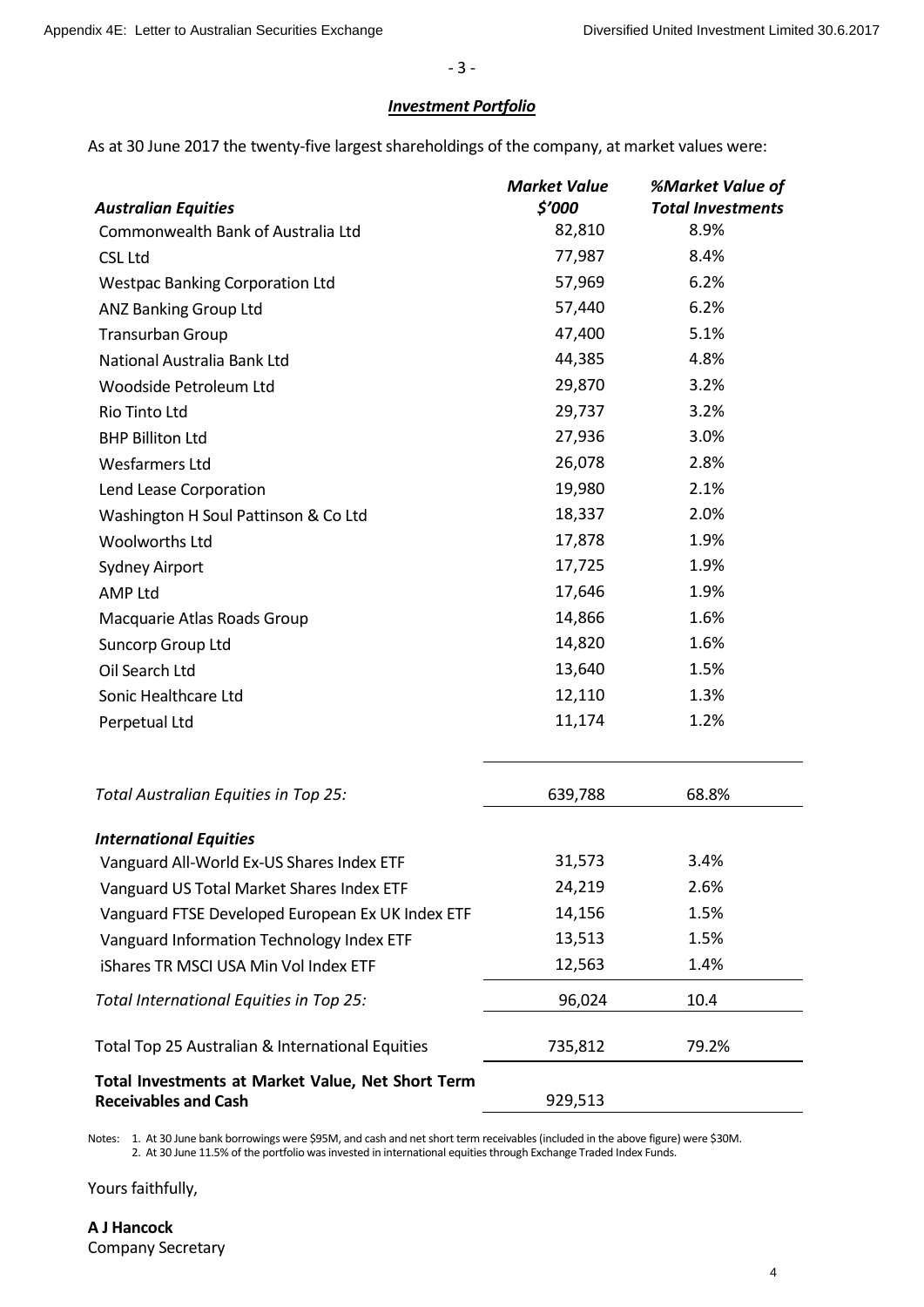- 3 -

## ***Investment Portfolio***

As at 30 June 2017 the twenty-five largest shareholdings of the company, at market values were:

| ***Australian Equities*** | ***Market Value $'000*** | ***%Market Value of Total Investments*** |
|---|---|---|
| Commonwealth Bank of Australia Ltd | 82,810 | 8.9% |
| CSL Ltd | 77,987 | 8.4% |
| Westpac Banking Corporation Ltd | 57,969 | 6.2% |
| ANZ Banking Group Ltd | 57,440 | 6.2% |
| Transurban Group | 47,400 | 5.1% |
| National Australia Bank Ltd | 44,385 | 4.8% |
| Woodside Petroleum Ltd | 29,870 | 3.2% |
| Rio Tinto Ltd | 29,737 | 3.2% |
| BHP Billiton Ltd | 27,936 | 3.0% |
| Wesfarmers Ltd | 26,078 | 2.8% |
| Lend Lease Corporation | 19,980 | 2.1% |
| Washington H Soul Pattinson & Co Ltd | 18,337 | 2.0% |
| Woolworths Ltd | 17,878 | 1.9% |
| Sydney Airport | 17,725 | 1.9% |
| AMP Ltd | 17,646 | 1.9% |
| Macquarie Atlas Roads Group | 14,866 | 1.6% |
| Suncorp Group Ltd | 14,820 | 1.6% |
| Oil Search Ltd | 13,640 | 1.5% |
| Sonic Healthcare Ltd | 12,110 | 1.3% |
| Perpetual Ltd | 11,174 | 1.2% |
| *Total Australian Equities in Top 25:* | 639,788 | 68.8% |
| ***International Equities*** | | |
| Vanguard All-World Ex-US Shares Index ETF | 31,573 | 3.4% |
| Vanguard US Total Market Shares Index ETF | 24,219 | 2.6% |
| Vanguard FTSE Developed European Ex UK Index ETF | 14,156 | 1.5% |
| Vanguard Information Technology Index ETF | 13,513 | 1.5% |
| iShares TR MSCI USA Min Vol Index ETF | 12,563 | 1.4% |
| *Total International Equities in Top 25:* | 96,024 | 10.4 |
| Total Top 25 Australian & International Equities | 735,812 | 79.2% |
| **Total Investments at Market Value, Net Short Term Receivables and Cash** | 929,513 | |

Notes: 1. At 30 June bank borrowings were $95M, and cash and net short term receivables (included in the above figure) were $30M.
2. At 30 June 11.5% of the portfolio was invested in international equities through Exchange Traded Index Funds.

Yours faithfully,

**A J Hancock**
Company Secretary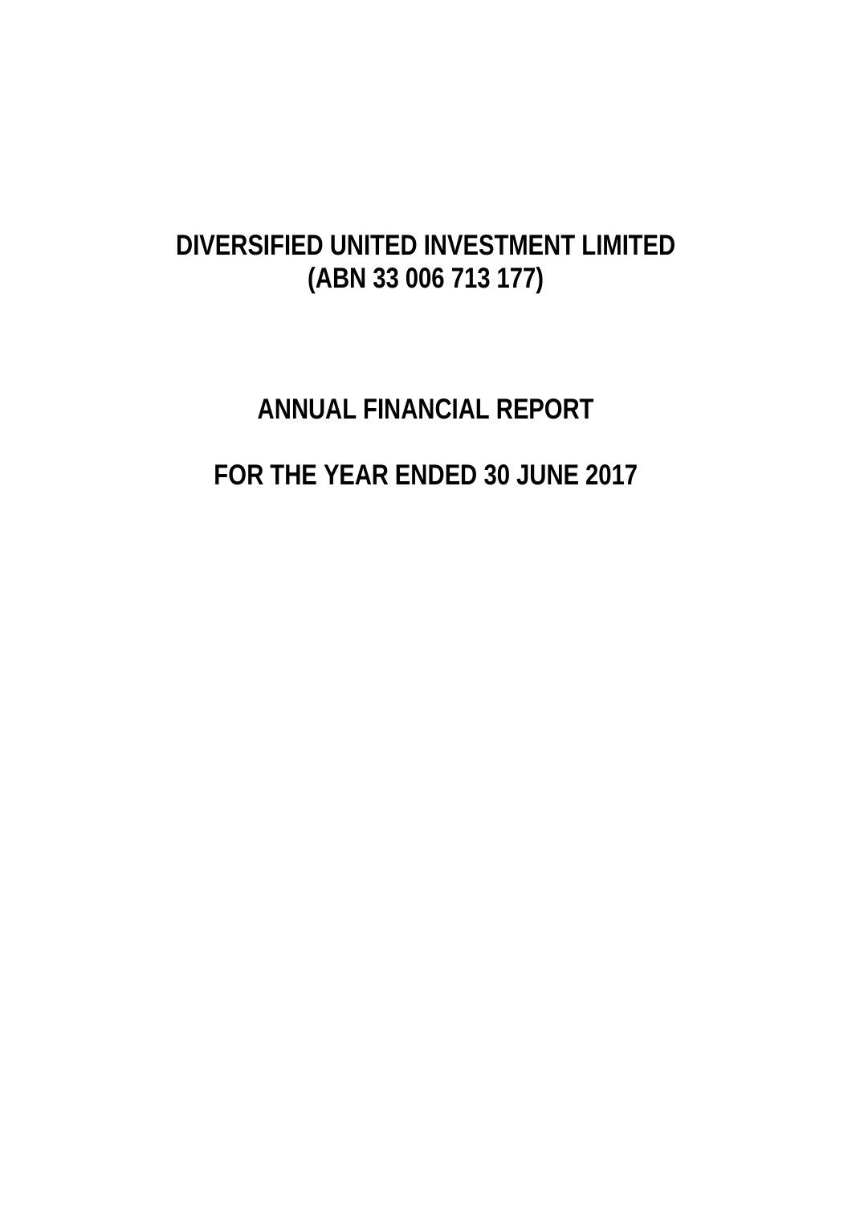# DIVERSIFIED UNITED INVESTMENT LIMITED
# (ABN 33 006 713 177)

## ANNUAL FINANCIAL REPORT

## FOR THE YEAR ENDED 30 JUNE 2017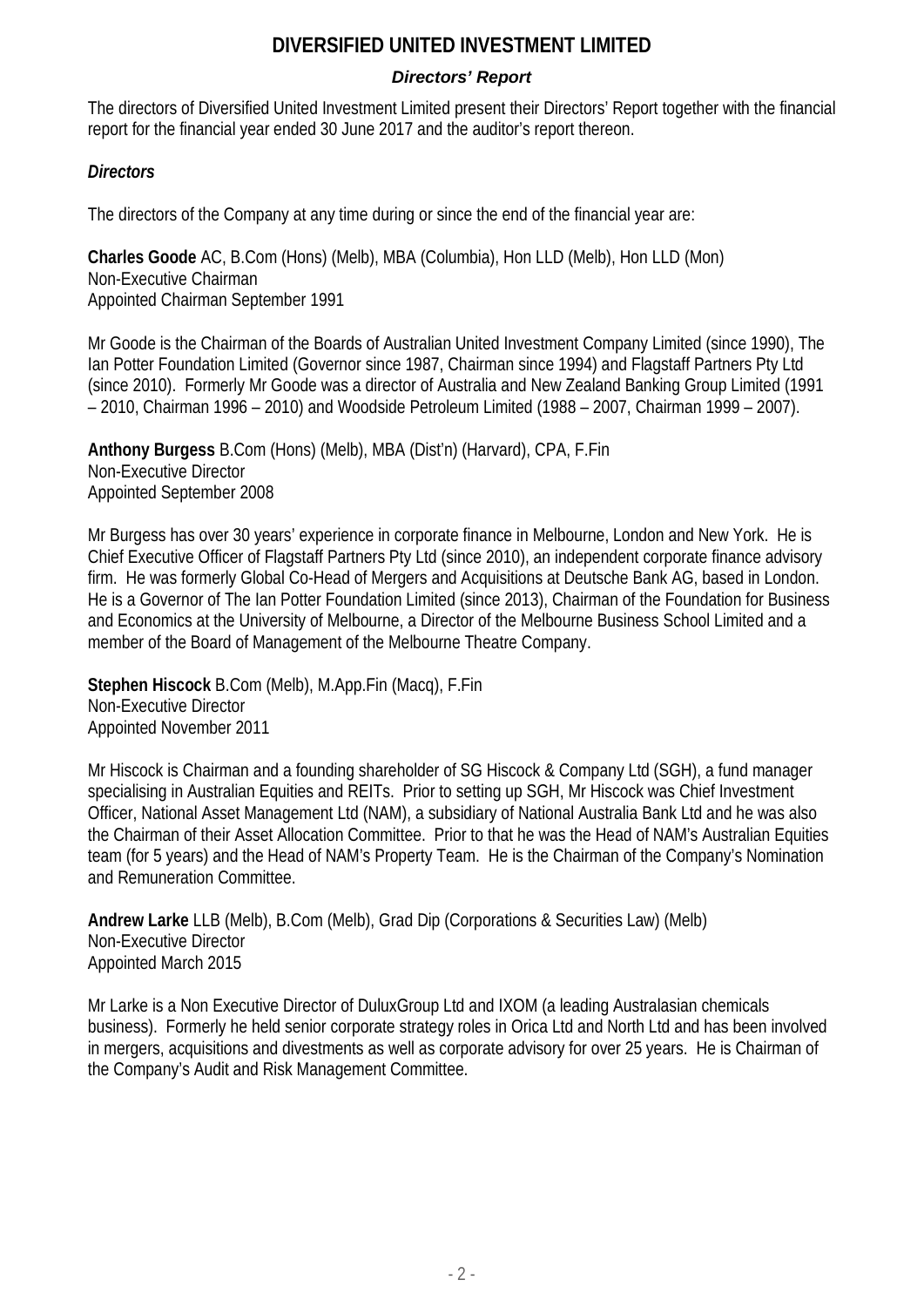# DIVERSIFIED UNITED INVESTMENT LIMITED

## *Directors' Report*

The directors of Diversified United Investment Limited present their Directors' Report together with the financial report for the financial year ended 30 June 2017 and the auditor's report thereon.

### *Directors*

The directors of the Company at any time during or since the end of the financial year are:

**Charles Goode** AC, B.Com (Hons) (Melb), MBA (Columbia), Hon LLD (Melb), Hon LLD (Mon)
Non-Executive Chairman
Appointed Chairman September 1991

Mr Goode is the Chairman of the Boards of Australian United Investment Company Limited (since 1990), The Ian Potter Foundation Limited (Governor since 1987, Chairman since 1994) and Flagstaff Partners Pty Ltd (since 2010). Formerly Mr Goode was a director of Australia and New Zealand Banking Group Limited (1991 – 2010, Chairman 1996 – 2010) and Woodside Petroleum Limited (1988 – 2007, Chairman 1999 – 2007).

**Anthony Burgess** B.Com (Hons) (Melb), MBA (Dist'n) (Harvard), CPA, F.Fin
Non-Executive Director
Appointed September 2008

Mr Burgess has over 30 years' experience in corporate finance in Melbourne, London and New York. He is Chief Executive Officer of Flagstaff Partners Pty Ltd (since 2010), an independent corporate finance advisory firm. He was formerly Global Co-Head of Mergers and Acquisitions at Deutsche Bank AG, based in London. He is a Governor of The Ian Potter Foundation Limited (since 2013), Chairman of the Foundation for Business and Economics at the University of Melbourne, a Director of the Melbourne Business School Limited and a member of the Board of Management of the Melbourne Theatre Company.

**Stephen Hiscock** B.Com (Melb), M.App.Fin (Macq), F.Fin
Non-Executive Director
Appointed November 2011

Mr Hiscock is Chairman and a founding shareholder of SG Hiscock & Company Ltd (SGH), a fund manager specialising in Australian Equities and REITs. Prior to setting up SGH, Mr Hiscock was Chief Investment Officer, National Asset Management Ltd (NAM), a subsidiary of National Australia Bank Ltd and he was also the Chairman of their Asset Allocation Committee. Prior to that he was the Head of NAM's Australian Equities team (for 5 years) and the Head of NAM's Property Team. He is the Chairman of the Company's Nomination and Remuneration Committee.

**Andrew Larke** LLB (Melb), B.Com (Melb), Grad Dip (Corporations & Securities Law) (Melb)
Non-Executive Director
Appointed March 2015

Mr Larke is a Non Executive Director of DuluxGroup Ltd and IXOM (a leading Australasian chemicals business). Formerly he held senior corporate strategy roles in Orica Ltd and North Ltd and has been involved in mergers, acquisitions and divestments as well as corporate advisory for over 25 years. He is Chairman of the Company's Audit and Risk Management Committee.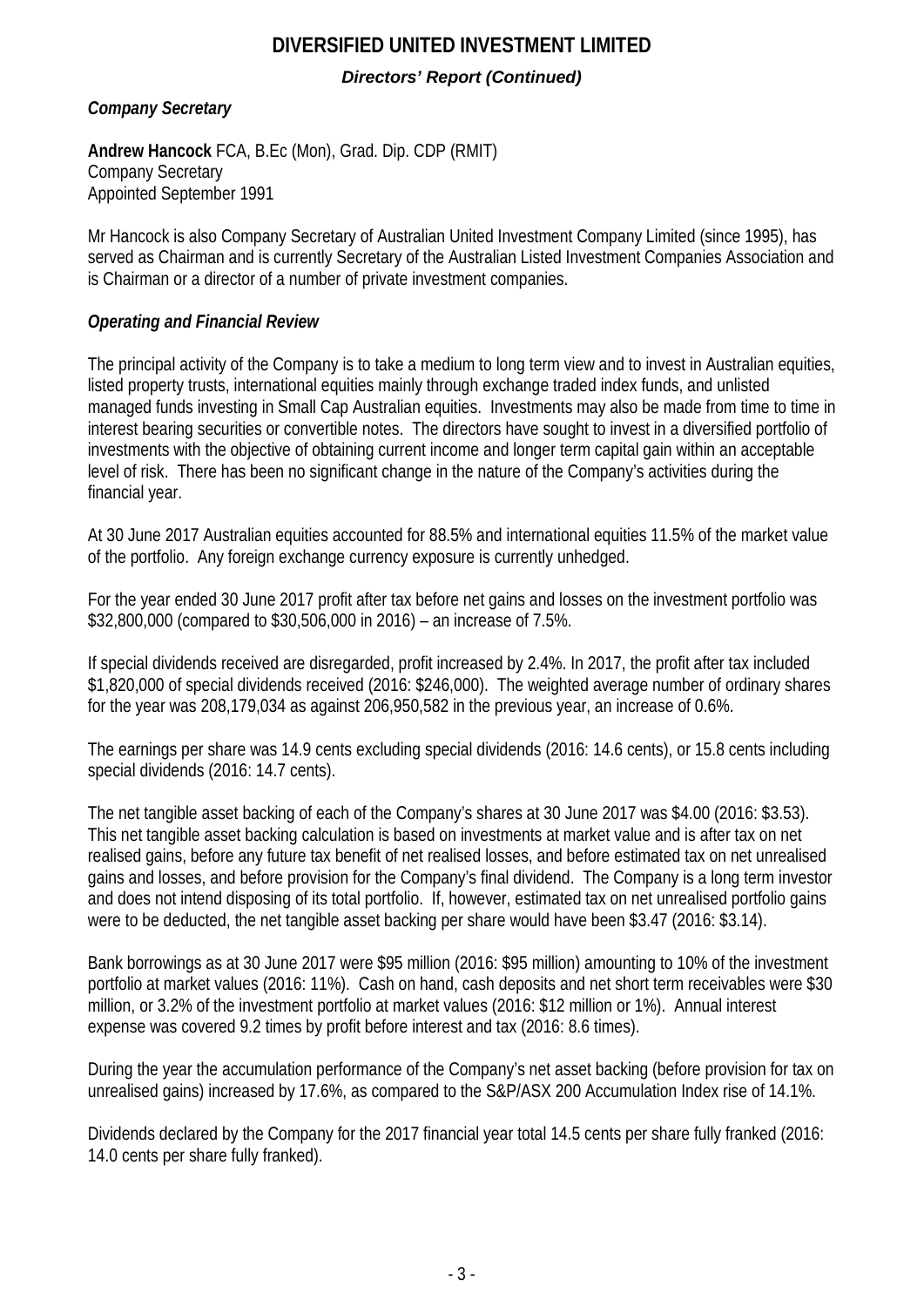# DIVERSIFIED UNITED INVESTMENT LIMITED

***Directors' Report (Continued)***

***Company Secretary***

**Andrew Hancock** FCA, B.Ec (Mon), Grad. Dip. CDP (RMIT)
Company Secretary
Appointed September 1991

Mr Hancock is also Company Secretary of Australian United Investment Company Limited (since 1995), has served as Chairman and is currently Secretary of the Australian Listed Investment Companies Association and is Chairman or a director of a number of private investment companies.

***Operating and Financial Review***

The principal activity of the Company is to take a medium to long term view and to invest in Australian equities, listed property trusts, international equities mainly through exchange traded index funds, and unlisted managed funds investing in Small Cap Australian equities. Investments may also be made from time to time in interest bearing securities or convertible notes. The directors have sought to invest in a diversified portfolio of investments with the objective of obtaining current income and longer term capital gain within an acceptable level of risk. There has been no significant change in the nature of the Company's activities during the financial year.

At 30 June 2017 Australian equities accounted for 88.5% and international equities 11.5% of the market value of the portfolio. Any foreign exchange currency exposure is currently unhedged.

For the year ended 30 June 2017 profit after tax before net gains and losses on the investment portfolio was \$32,800,000 (compared to \$30,506,000 in 2016) – an increase of 7.5%.

If special dividends received are disregarded, profit increased by 2.4%. In 2017, the profit after tax included \$1,820,000 of special dividends received (2016: \$246,000). The weighted average number of ordinary shares for the year was 208,179,034 as against 206,950,582 in the previous year, an increase of 0.6%.

The earnings per share was 14.9 cents excluding special dividends (2016: 14.6 cents), or 15.8 cents including special dividends (2016: 14.7 cents).

The net tangible asset backing of each of the Company's shares at 30 June 2017 was \$4.00 (2016: \$3.53). This net tangible asset backing calculation is based on investments at market value and is after tax on net realised gains, before any future tax benefit of net realised losses, and before estimated tax on net unrealised gains and losses, and before provision for the Company's final dividend. The Company is a long term investor and does not intend disposing of its total portfolio. If, however, estimated tax on net unrealised portfolio gains were to be deducted, the net tangible asset backing per share would have been \$3.47 (2016: \$3.14).

Bank borrowings as at 30 June 2017 were \$95 million (2016: \$95 million) amounting to 10% of the investment portfolio at market values (2016: 11%). Cash on hand, cash deposits and net short term receivables were \$30 million, or 3.2% of the investment portfolio at market values (2016: \$12 million or 1%). Annual interest expense was covered 9.2 times by profit before interest and tax (2016: 8.6 times).

During the year the accumulation performance of the Company's net asset backing (before provision for tax on unrealised gains) increased by 17.6%, as compared to the S&P/ASX 200 Accumulation Index rise of 14.1%.

Dividends declared by the Company for the 2017 financial year total 14.5 cents per share fully franked (2016: 14.0 cents per share fully franked).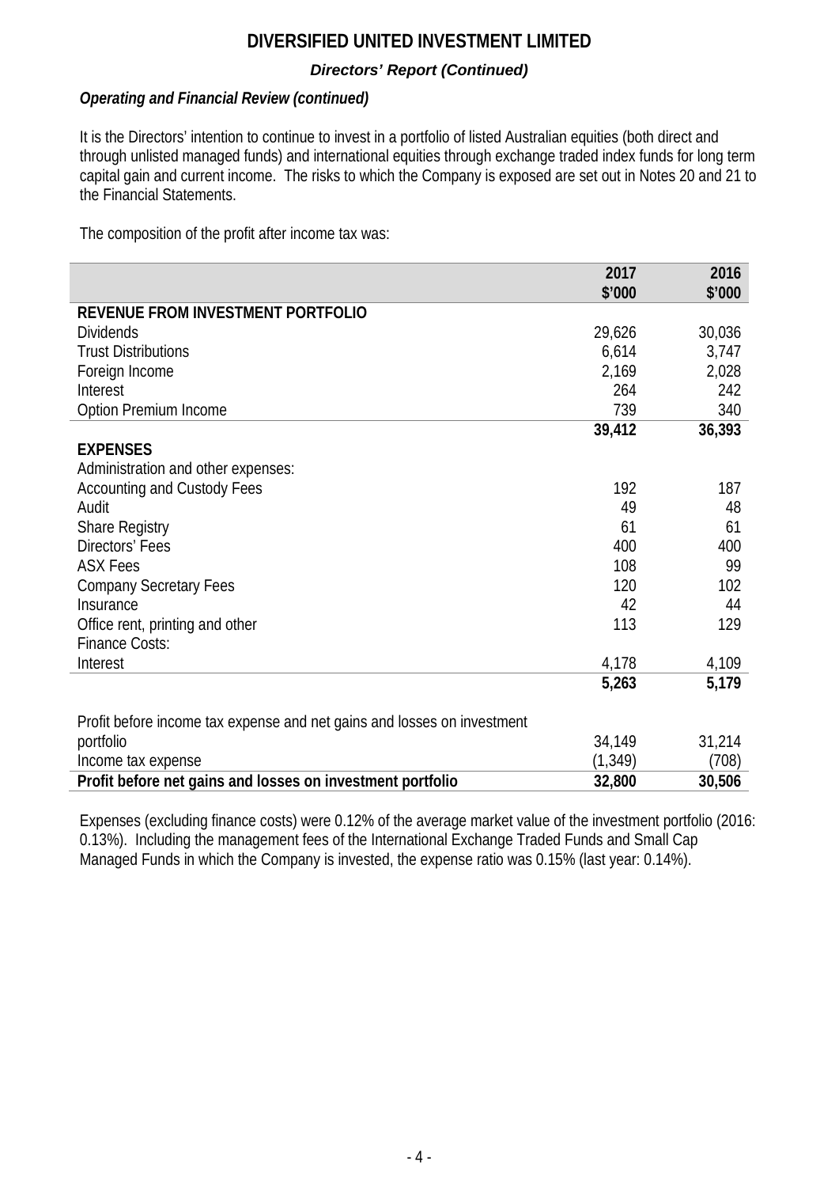# DIVERSIFIED UNITED INVESTMENT LIMITED

***Directors' Report (Continued)***

***Operating and Financial Review (continued)***

It is the Directors' intention to continue to invest in a portfolio of listed Australian equities (both direct and through unlisted managed funds) and international equities through exchange traded index funds for long term capital gain and current income. The risks to which the Company is exposed are set out in Notes 20 and 21 to the Financial Statements.

The composition of the profit after income tax was:

| | 2017 $'000 | 2016 $'000 |
|---|---|---|
| **REVENUE FROM INVESTMENT PORTFOLIO** | | |
| Dividends | 29,626 | 30,036 |
| Trust Distributions | 6,614 | 3,747 |
| Foreign Income | 2,169 | 2,028 |
| Interest | 264 | 242 |
| Option Premium Income | 739 | 340 |
| | **39,412** | **36,393** |
| **EXPENSES** | | |
| Administration and other expenses: | | |
| Accounting and Custody Fees | 192 | 187 |
| Audit | 49 | 48 |
| Share Registry | 61 | 61 |
| Directors' Fees | 400 | 400 |
| ASX Fees | 108 | 99 |
| Company Secretary Fees | 120 | 102 |
| Insurance | 42 | 44 |
| Office rent, printing and other | 113 | 129 |
| Finance Costs: | | |
| Interest | 4,178 | 4,109 |
| | **5,263** | **5,179** |
| Profit before income tax expense and net gains and losses on investment portfolio | 34,149 | 31,214 |
| Income tax expense | (1,349) | (708) |
| **Profit before net gains and losses on investment portfolio** | **32,800** | **30,506** |

Expenses (excluding finance costs) were 0.12% of the average market value of the investment portfolio (2016: 0.13%). Including the management fees of the International Exchange Traded Funds and Small Cap Managed Funds in which the Company is invested, the expense ratio was 0.15% (last year: 0.14%).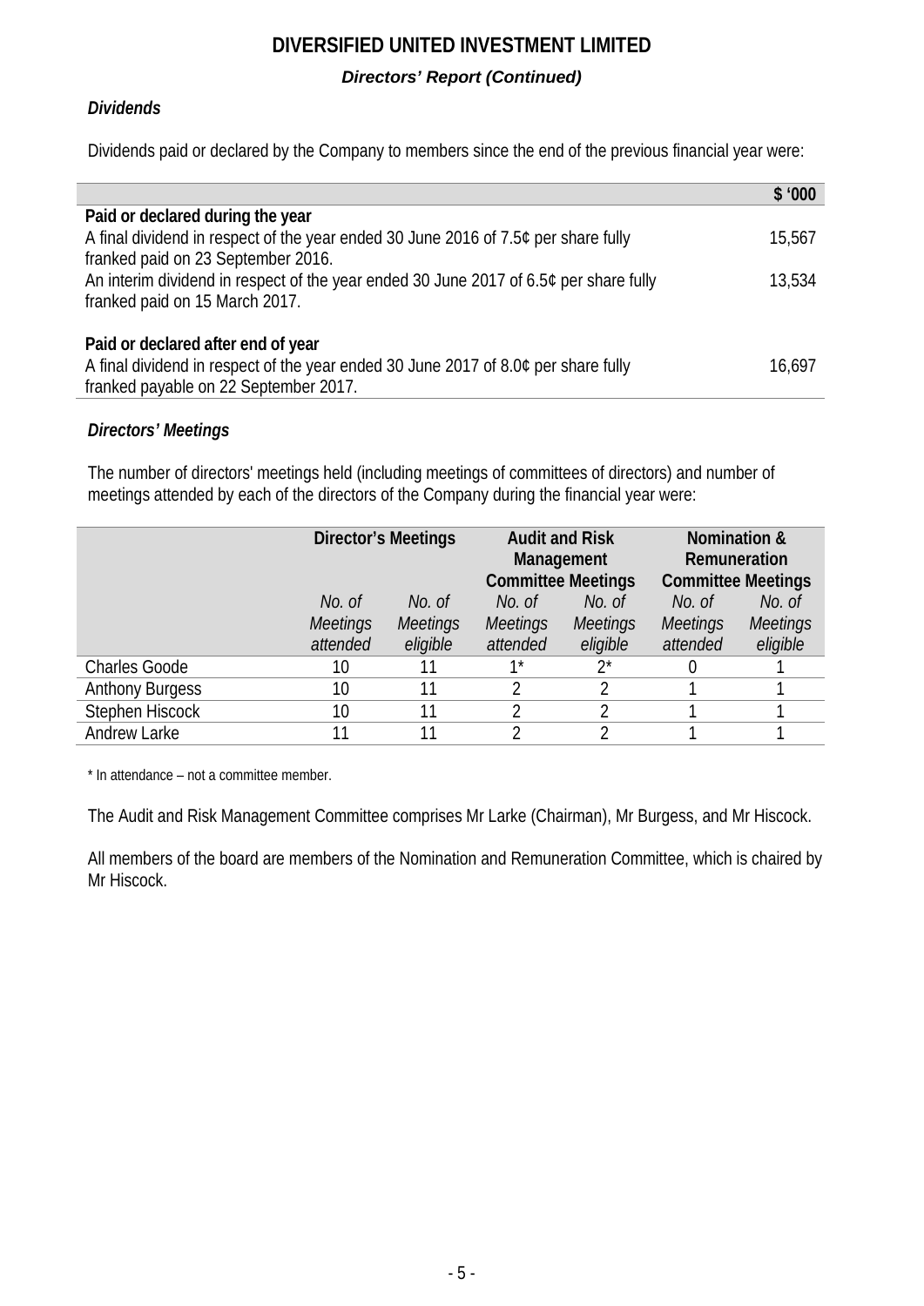# DIVERSIFIED UNITED INVESTMENT LIMITED

***Directors' Report (Continued)***

### *Dividends*

Dividends paid or declared by the Company to members since the end of the previous financial year were:

| | $ '000 |
|---|---|
| **Paid or declared during the year** | |
| A final dividend in respect of the year ended 30 June 2016 of 7.5¢ per share fully franked paid on 23 September 2016. | 15,567 |
| An interim dividend in respect of the year ended 30 June 2017 of 6.5¢ per share fully franked paid on 15 March 2017. | 13,534 |
| **Paid or declared after end of year** | |
| A final dividend in respect of the year ended 30 June 2017 of 8.0¢ per share fully franked payable on 22 September 2017. | 16,697 |

### *Directors' Meetings*

The number of directors' meetings held (including meetings of committees of directors) and number of meetings attended by each of the directors of the Company during the financial year were:

| | **Director's Meetings** | | **Audit and Risk Management Committee Meetings** | | **Nomination & Remuneration Committee Meetings** | |
|---|---|---|---|---|---|---|
| | *No. of Meetings attended* | *No. of Meetings eligible* | *No. of Meetings attended* | *No. of Meetings eligible* | *No. of Meetings attended* | *No. of Meetings eligible* |
| Charles Goode | 10 | 11 | 1* | 2* | 0 | 1 |
| Anthony Burgess | 10 | 11 | 2 | 2 | 1 | 1 |
| Stephen Hiscock | 10 | 11 | 2 | 2 | 1 | 1 |
| Andrew Larke | 11 | 11 | 2 | 2 | 1 | 1 |

* In attendance – not a committee member.

The Audit and Risk Management Committee comprises Mr Larke (Chairman), Mr Burgess, and Mr Hiscock.

All members of the board are members of the Nomination and Remuneration Committee, which is chaired by Mr Hiscock.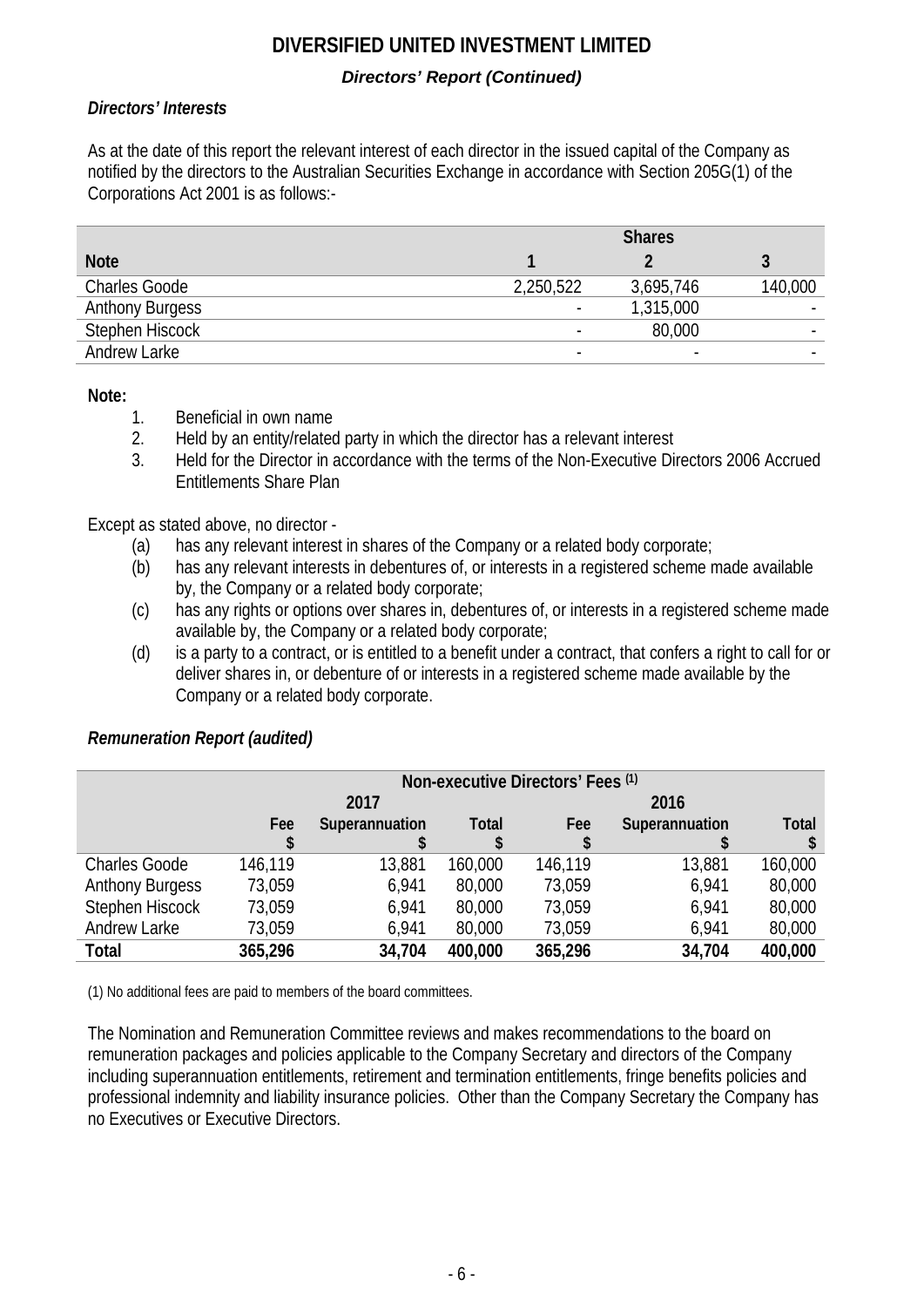# DIVERSIFIED UNITED INVESTMENT LIMITED

***Directors' Report (Continued)***

***Directors' Interests***

As at the date of this report the relevant interest of each director in the issued capital of the Company as notified by the directors to the Australian Securities Exchange in accordance with Section 205G(1) of the Corporations Act 2001 is as follows:-

| | Shares | | |
|---|---|---|---|
| **Note** | **1** | **2** | **3** |
| Charles Goode | 2,250,522 | 3,695,746 | 140,000 |
| Anthony Burgess | - | 1,315,000 | - |
| Stephen Hiscock | - | 80,000 | - |
| Andrew Larke | - | - | - |

**Note:**

1. Beneficial in own name
2. Held by an entity/related party in which the director has a relevant interest
3. Held for the Director in accordance with the terms of the Non-Executive Directors 2006 Accrued Entitlements Share Plan

Except as stated above, no director -

(a) has any relevant interest in shares of the Company or a related body corporate;
(b) has any relevant interests in debentures of, or interests in a registered scheme made available by, the Company or a related body corporate;
(c) has any rights or options over shares in, debentures of, or interests in a registered scheme made available by, the Company or a related body corporate;
(d) is a party to a contract, or is entitled to a benefit under a contract, that confers a right to call for or deliver shares in, or debenture of or interests in a registered scheme made available by the Company or a related body corporate.

***Remuneration Report (audited)***

| | Non-executive Directors' Fees (1) | | | | | |
|---|---|---|---|---|---|---|
| | 2017 | | | 2016 | | |
| | Fee $ | Superannuation $ | Total $ | Fee $ | Superannuation $ | Total $ |
| Charles Goode | 146,119 | 13,881 | 160,000 | 146,119 | 13,881 | 160,000 |
| Anthony Burgess | 73,059 | 6,941 | 80,000 | 73,059 | 6,941 | 80,000 |
| Stephen Hiscock | 73,059 | 6,941 | 80,000 | 73,059 | 6,941 | 80,000 |
| Andrew Larke | 73,059 | 6,941 | 80,000 | 73,059 | 6,941 | 80,000 |
| **Total** | **365,296** | **34,704** | **400,000** | **365,296** | **34,704** | **400,000** |

(1) No additional fees are paid to members of the board committees.

The Nomination and Remuneration Committee reviews and makes recommendations to the board on remuneration packages and policies applicable to the Company Secretary and directors of the Company including superannuation entitlements, retirement and termination entitlements, fringe benefits policies and professional indemnity and liability insurance policies. Other than the Company Secretary the Company has no Executives or Executive Directors.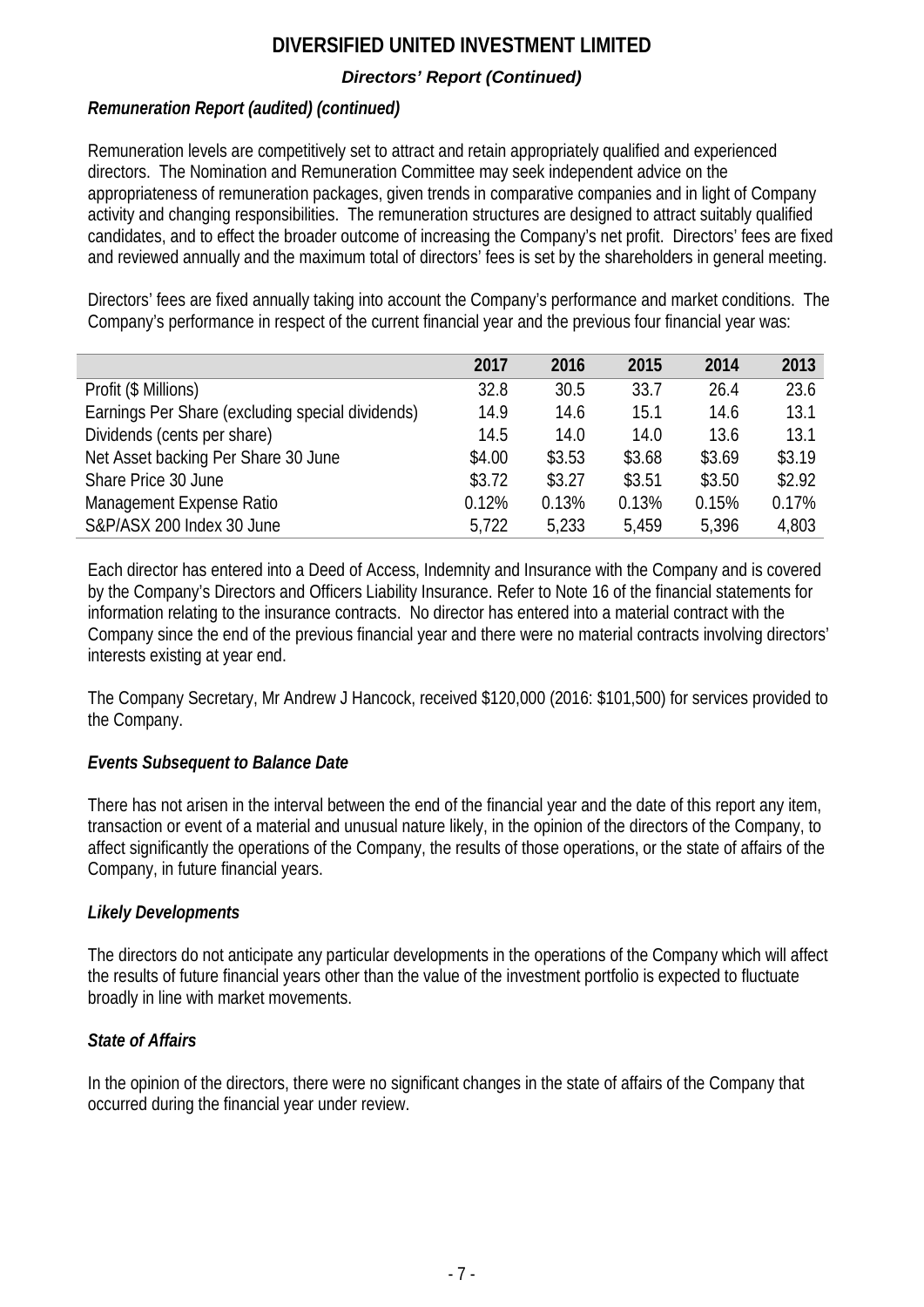# DIVERSIFIED UNITED INVESTMENT LIMITED

***Directors' Report (Continued)***

***Remuneration Report (audited) (continued)***

Remuneration levels are competitively set to attract and retain appropriately qualified and experienced directors. The Nomination and Remuneration Committee may seek independent advice on the appropriateness of remuneration packages, given trends in comparative companies and in light of Company activity and changing responsibilities. The remuneration structures are designed to attract suitably qualified candidates, and to effect the broader outcome of increasing the Company's net profit. Directors' fees are fixed and reviewed annually and the maximum total of directors' fees is set by the shareholders in general meeting.

Directors' fees are fixed annually taking into account the Company's performance and market conditions. The Company's performance in respect of the current financial year and the previous four financial year was:

| | 2017 | 2016 | 2015 | 2014 | 2013 |
|---|---|---|---|---|---|
| Profit ($ Millions) | 32.8 | 30.5 | 33.7 | 26.4 | 23.6 |
| Earnings Per Share (excluding special dividends) | 14.9 | 14.6 | 15.1 | 14.6 | 13.1 |
| Dividends (cents per share) | 14.5 | 14.0 | 14.0 | 13.6 | 13.1 |
| Net Asset backing Per Share 30 June | $4.00 | $3.53 | $3.68 | $3.69 | $3.19 |
| Share Price 30 June | $3.72 | $3.27 | $3.51 | $3.50 | $2.92 |
| Management Expense Ratio | 0.12% | 0.13% | 0.13% | 0.15% | 0.17% |
| S&P/ASX 200 Index 30 June | 5,722 | 5,233 | 5,459 | 5,396 | 4,803 |

Each director has entered into a Deed of Access, Indemnity and Insurance with the Company and is covered by the Company's Directors and Officers Liability Insurance. Refer to Note 16 of the financial statements for information relating to the insurance contracts. No director has entered into a material contract with the Company since the end of the previous financial year and there were no material contracts involving directors' interests existing at year end.

The Company Secretary, Mr Andrew J Hancock, received $120,000 (2016: $101,500) for services provided to the Company.

***Events Subsequent to Balance Date***

There has not arisen in the interval between the end of the financial year and the date of this report any item, transaction or event of a material and unusual nature likely, in the opinion of the directors of the Company, to affect significantly the operations of the Company, the results of those operations, or the state of affairs of the Company, in future financial years.

***Likely Developments***

The directors do not anticipate any particular developments in the operations of the Company which will affect the results of future financial years other than the value of the investment portfolio is expected to fluctuate broadly in line with market movements.

***State of Affairs***

In the opinion of the directors, there were no significant changes in the state of affairs of the Company that occurred during the financial year under review.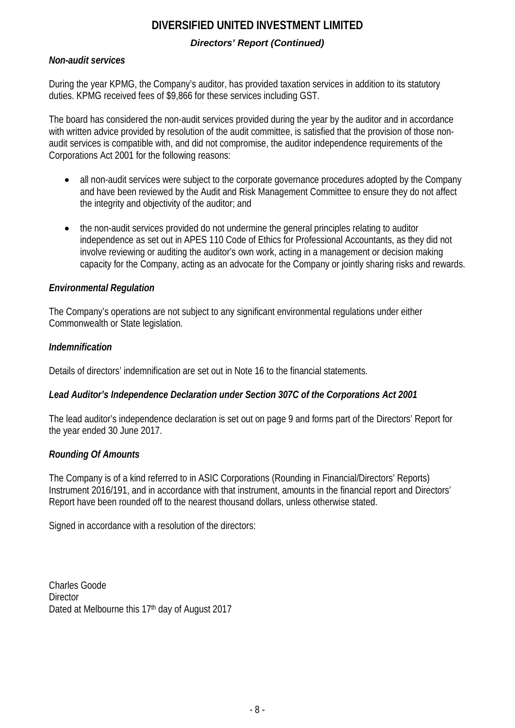# DIVERSIFIED UNITED INVESTMENT LIMITED

## *Directors' Report (Continued)*

### *Non-audit services*

During the year KPMG, the Company's auditor, has provided taxation services in addition to its statutory duties. KPMG received fees of $9,866 for these services including GST.

The board has considered the non-audit services provided during the year by the auditor and in accordance with written advice provided by resolution of the audit committee, is satisfied that the provision of those non-audit services is compatible with, and did not compromise, the auditor independence requirements of the Corporations Act 2001 for the following reasons:

- all non-audit services were subject to the corporate governance procedures adopted by the Company and have been reviewed by the Audit and Risk Management Committee to ensure they do not affect the integrity and objectivity of the auditor; and

- the non-audit services provided do not undermine the general principles relating to auditor independence as set out in APES 110 Code of Ethics for Professional Accountants, as they did not involve reviewing or auditing the auditor's own work, acting in a management or decision making capacity for the Company, acting as an advocate for the Company or jointly sharing risks and rewards.

### *Environmental Regulation*

The Company's operations are not subject to any significant environmental regulations under either Commonwealth or State legislation.

### *Indemnification*

Details of directors' indemnification are set out in Note 16 to the financial statements.

### *Lead Auditor's Independence Declaration under Section 307C of the Corporations Act 2001*

The lead auditor's independence declaration is set out on page 9 and forms part of the Directors' Report for the year ended 30 June 2017.

### *Rounding Of Amounts*

The Company is of a kind referred to in ASIC Corporations (Rounding in Financial/Directors' Reports) Instrument 2016/191, and in accordance with that instrument, amounts in the financial report and Directors' Report have been rounded off to the nearest thousand dollars, unless otherwise stated.

Signed in accordance with a resolution of the directors:

Charles Goode
Director
Dated at Melbourne this 17th day of August 2017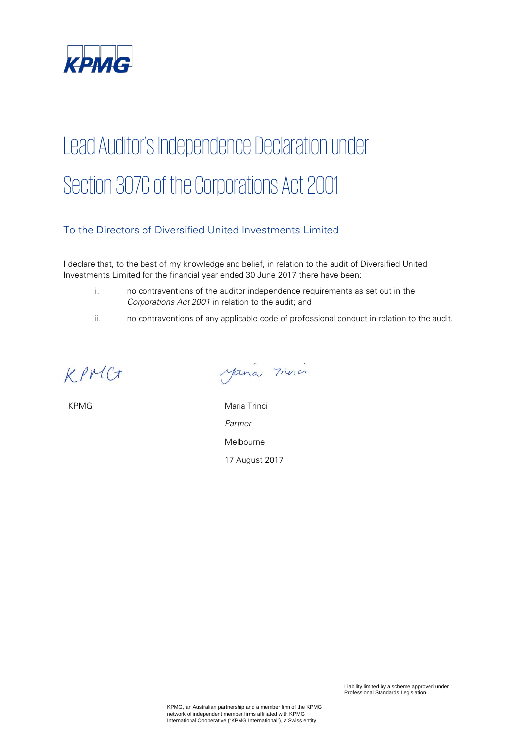KPMG

# Lead Auditor's Independence Declaration under Section 307C of the Corporations Act 2001

## To the Directors of Diversified United Investments Limited

I declare that, to the best of my knowledge and belief, in relation to the audit of Diversified United Investments Limited for the financial year ended 30 June 2017 there have been:

i. no contraventions of the auditor independence requirements as set out in the *Corporations Act 2001* in relation to the audit; and

ii. no contraventions of any applicable code of professional conduct in relation to the audit.

KPMG

Maria Trinci

*Partner*

Melbourne

17 August 2017

Liability limited by a scheme approved under Professional Standards Legislation.

KPMG, an Australian partnership and a member firm of the KPMG network of independent member firms affiliated with KPMG International Cooperative ("KPMG International"), a Swiss entity.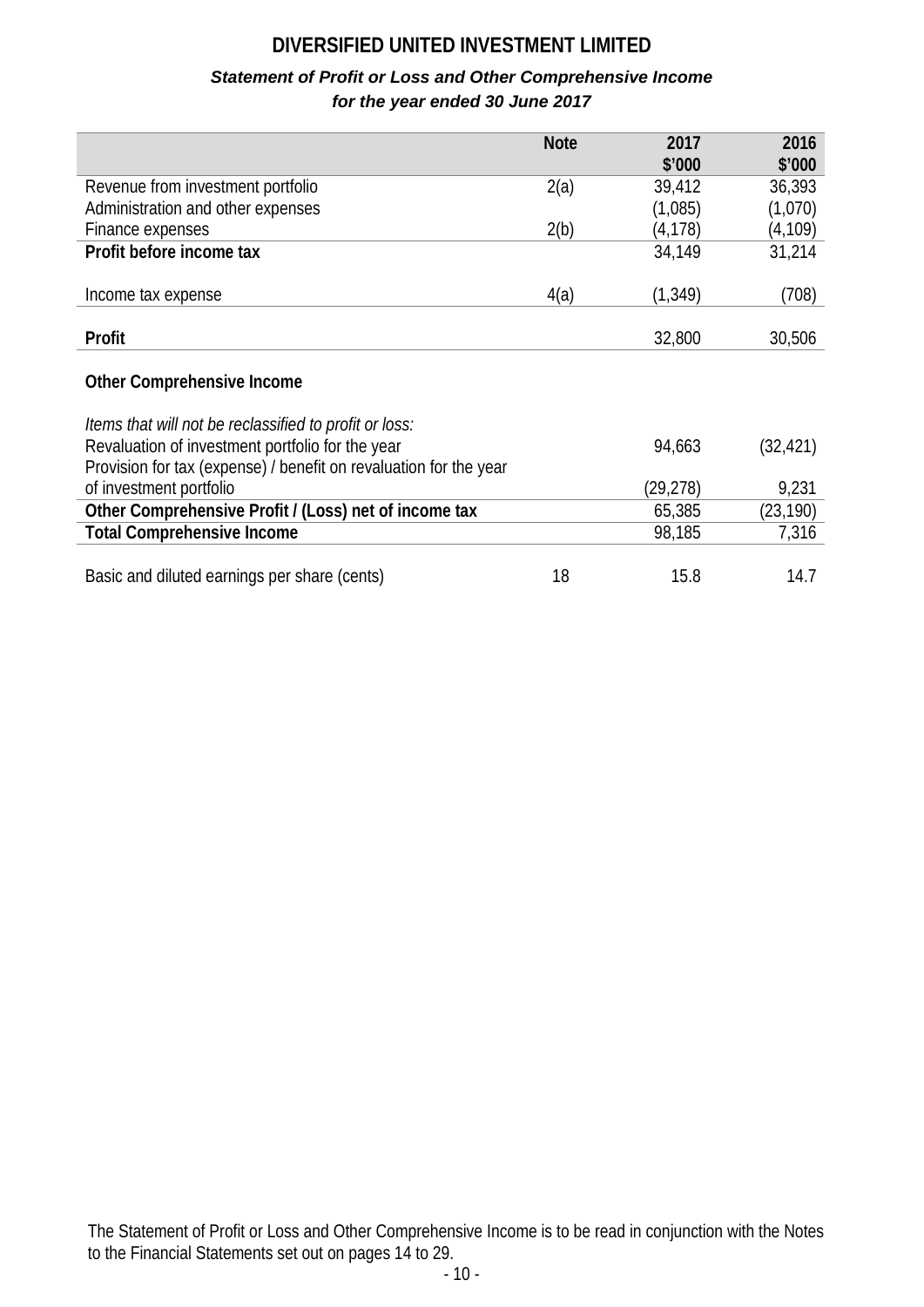# DIVERSIFIED UNITED INVESTMENT LIMITED

## *Statement of Profit or Loss and Other Comprehensive Income for the year ended 30 June 2017*

| | Note | 2017 $'000 | 2016 $'000 |
|---|---|---|---|
| Revenue from investment portfolio | 2(a) | 39,412 | 36,393 |
| Administration and other expenses | | (1,085) | (1,070) |
| Finance expenses | 2(b) | (4,178) | (4,109) |
| **Profit before income tax** | | 34,149 | 31,214 |
| Income tax expense | 4(a) | (1,349) | (708) |
| **Profit** | | 32,800 | 30,506 |
| **Other Comprehensive Income** | | | |
| *Items that will not be reclassified to profit or loss:* | | | |
| Revaluation of investment portfolio for the year | | 94,663 | (32,421) |
| Provision for tax (expense) / benefit on revaluation for the year of investment portfolio | | (29,278) | 9,231 |
| **Other Comprehensive Profit / (Loss) net of income tax** | | 65,385 | (23,190) |
| **Total Comprehensive Income** | | 98,185 | 7,316 |
| Basic and diluted earnings per share (cents) | 18 | 15.8 | 14.7 |

The Statement of Profit or Loss and Other Comprehensive Income is to be read in conjunction with the Notes to the Financial Statements set out on pages 14 to 29.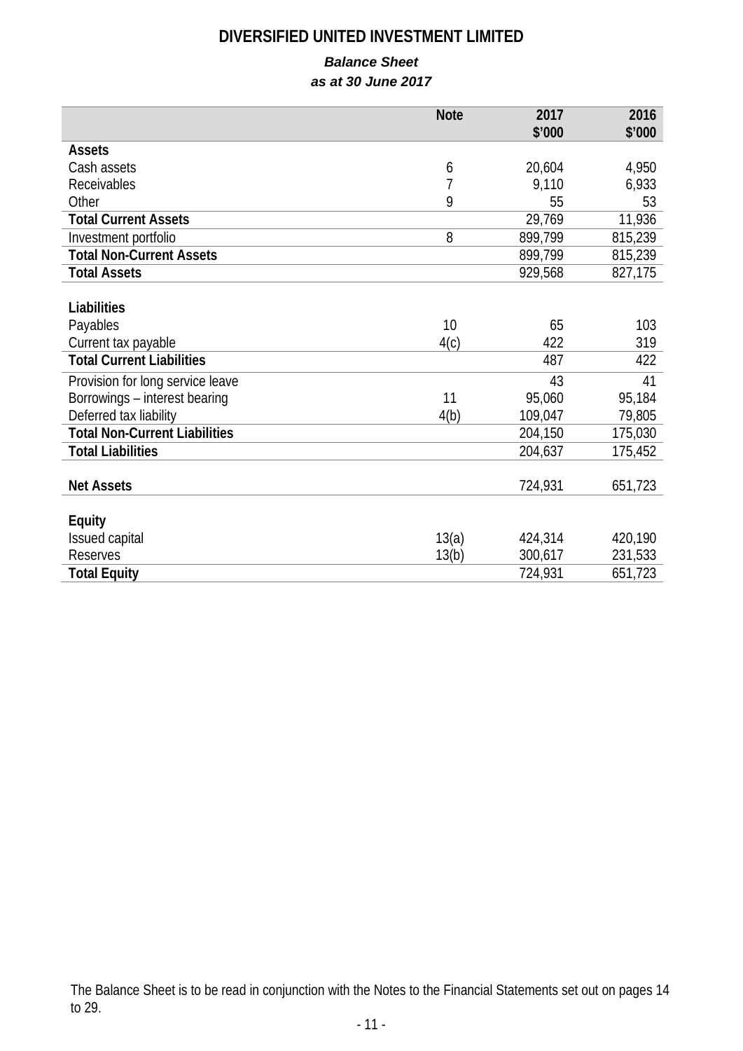# DIVERSIFIED UNITED INVESTMENT LIMITED

***Balance Sheet***
***as at 30 June 2017***

| | Note | 2017 $'000 | 2016 $'000 |
|---|---|---|---|
| **Assets** | | | |
| Cash assets | 6 | 20,604 | 4,950 |
| Receivables | 7 | 9,110 | 6,933 |
| Other | 9 | 55 | 53 |
| **Total Current Assets** | | 29,769 | 11,936 |
| Investment portfolio | 8 | 899,799 | 815,239 |
| **Total Non-Current Assets** | | 899,799 | 815,239 |
| **Total Assets** | | 929,568 | 827,175 |
| | | | |
| **Liabilities** | | | |
| Payables | 10 | 65 | 103 |
| Current tax payable | 4(c) | 422 | 319 |
| **Total Current Liabilities** | | 487 | 422 |
| Provision for long service leave | | 43 | 41 |
| Borrowings – interest bearing | 11 | 95,060 | 95,184 |
| Deferred tax liability | 4(b) | 109,047 | 79,805 |
| **Total Non-Current Liabilities** | | 204,150 | 175,030 |
| **Total Liabilities** | | 204,637 | 175,452 |
| | | | |
| **Net Assets** | | 724,931 | 651,723 |
| | | | |
| **Equity** | | | |
| Issued capital | 13(a) | 424,314 | 420,190 |
| Reserves | 13(b) | 300,617 | 231,533 |
| **Total Equity** | | 724,931 | 651,723 |

The Balance Sheet is to be read in conjunction with the Notes to the Financial Statements set out on pages 14 to 29.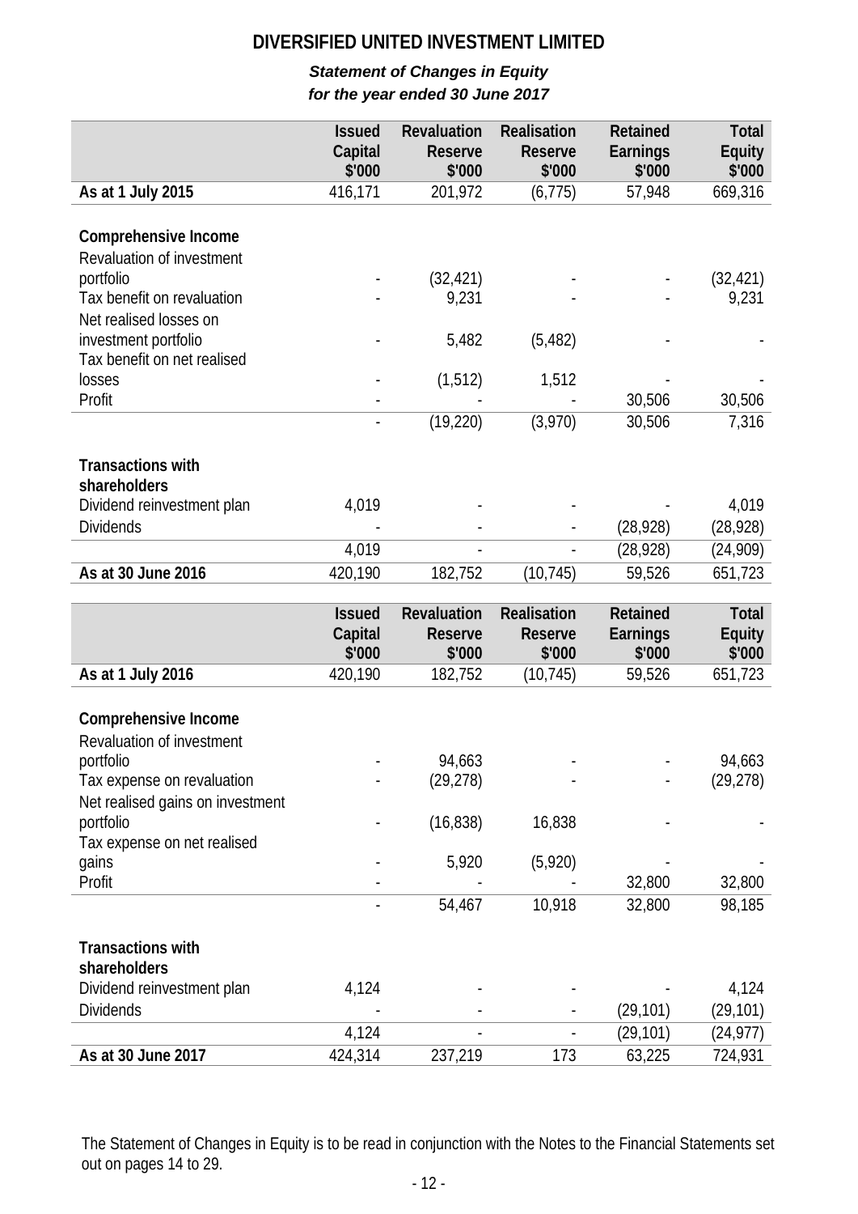# DIVERSIFIED UNITED INVESTMENT LIMITED

***Statement of Changes in Equity***
***for the year ended 30 June 2017***

| | Issued Capital $'000 | Revaluation Reserve $'000 | Realisation Reserve $'000 | Retained Earnings $'000 | Total Equity $'000 |
|---|---|---|---|---|---|
| **As at 1 July 2015** | 416,171 | 201,972 | (6,775) | 57,948 | 669,316 |
| | | | | | |
| **Comprehensive Income** | | | | | |
| Revaluation of investment portfolio | - | (32,421) | - | - | (32,421) |
| Tax benefit on revaluation | - | 9,231 | - | - | 9,231 |
| Net realised losses on investment portfolio | - | 5,482 | (5,482) | - | - |
| Tax benefit on net realised losses | - | (1,512) | 1,512 | - | - |
| Profit | - | - | - | 30,506 | 30,506 |
| | - | (19,220) | (3,970) | 30,506 | 7,316 |
| | | | | | |
| **Transactions with shareholders** | | | | | |
| Dividend reinvestment plan | 4,019 | - | - | - | 4,019 |
| Dividends | - | - | - | (28,928) | (28,928) |
| | 4,019 | - | - | (28,928) | (24,909) |
| **As at 30 June 2016** | 420,190 | 182,752 | (10,745) | 59,526 | 651,723 |

| | Issued Capital $'000 | Revaluation Reserve $'000 | Realisation Reserve $'000 | Retained Earnings $'000 | Total Equity $'000 |
|---|---|---|---|---|---|
| **As at 1 July 2016** | 420,190 | 182,752 | (10,745) | 59,526 | 651,723 |
| | | | | | |
| **Comprehensive Income** | | | | | |
| Revaluation of investment portfolio | - | 94,663 | - | - | 94,663 |
| Tax expense on revaluation | - | (29,278) | - | - | (29,278) |
| Net realised gains on investment portfolio | - | (16,838) | 16,838 | - | - |
| Tax expense on net realised gains | - | 5,920 | (5,920) | - | - |
| Profit | - | - | - | 32,800 | 32,800 |
| | - | 54,467 | 10,918 | 32,800 | 98,185 |
| | | | | | |
| **Transactions with shareholders** | | | | | |
| Dividend reinvestment plan | 4,124 | - | - | - | 4,124 |
| Dividends | - | - | - | (29,101) | (29,101) |
| | 4,124 | - | - | (29,101) | (24,977) |
| **As at 30 June 2017** | 424,314 | 237,219 | 173 | 63,225 | 724,931 |

The Statement of Changes in Equity is to be read in conjunction with the Notes to the Financial Statements set out on pages 14 to 29.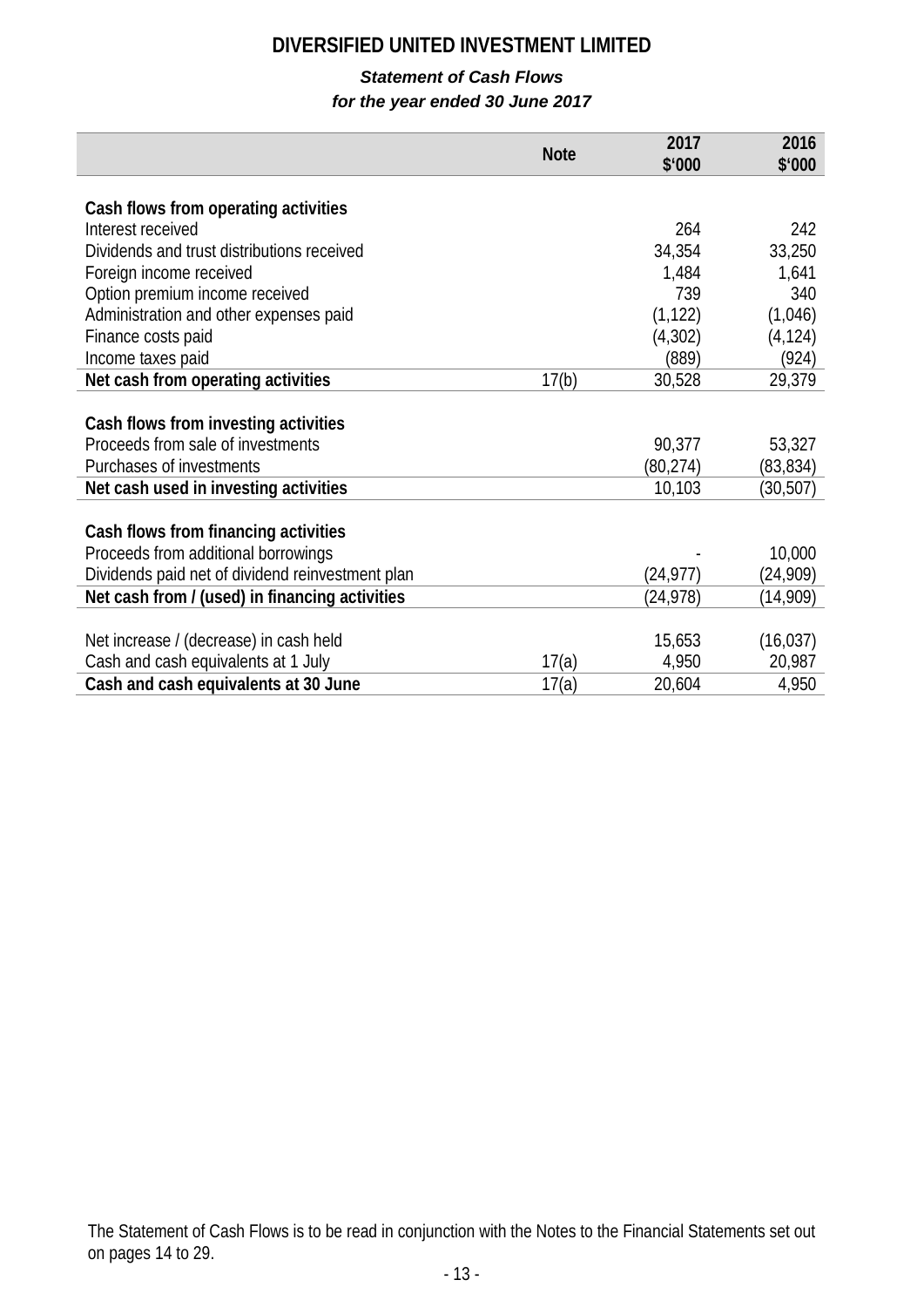# DIVERSIFIED UNITED INVESTMENT LIMITED

***Statement of Cash Flows***
***for the year ended 30 June 2017***

| | Note | 2017 $'000 | 2016 $'000 |
|---|---|---|---|
| **Cash flows from operating activities** | | | |
| Interest received | | 264 | 242 |
| Dividends and trust distributions received | | 34,354 | 33,250 |
| Foreign income received | | 1,484 | 1,641 |
| Option premium income received | | 739 | 340 |
| Administration and other expenses paid | | (1,122) | (1,046) |
| Finance costs paid | | (4,302) | (4,124) |
| Income taxes paid | | (889) | (924) |
| **Net cash from operating activities** | 17(b) | 30,528 | 29,379 |
| | | | |
| **Cash flows from investing activities** | | | |
| Proceeds from sale of investments | | 90,377 | 53,327 |
| Purchases of investments | | (80,274) | (83,834) |
| **Net cash used in investing activities** | | 10,103 | (30,507) |
| | | | |
| **Cash flows from financing activities** | | | |
| Proceeds from additional borrowings | | - | 10,000 |
| Dividends paid net of dividend reinvestment plan | | (24,977) | (24,909) |
| **Net cash from / (used) in financing activities** | | (24,978) | (14,909) |
| | | | |
| Net increase / (decrease) in cash held | | 15,653 | (16,037) |
| Cash and cash equivalents at 1 July | 17(a) | 4,950 | 20,987 |
| **Cash and cash equivalents at 30 June** | 17(a) | 20,604 | 4,950 |

The Statement of Cash Flows is to be read in conjunction with the Notes to the Financial Statements set out on pages 14 to 29.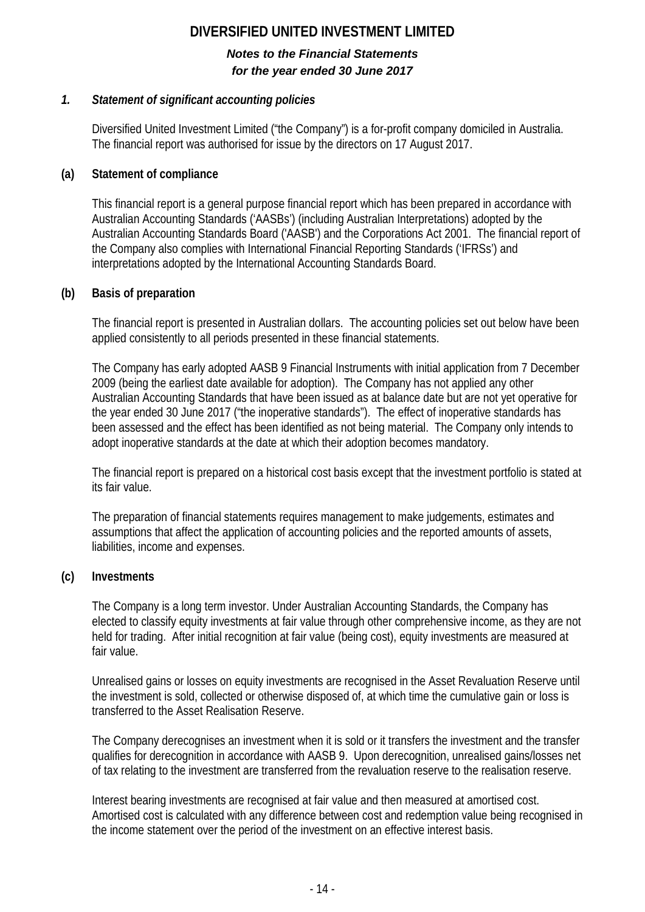# DIVERSIFIED UNITED INVESTMENT LIMITED

***Notes to the Financial Statements***
***for the year ended 30 June 2017***

## *1. Statement of significant accounting policies*

Diversified United Investment Limited ("the Company") is a for-profit company domiciled in Australia. The financial report was authorised for issue by the directors on 17 August 2017.

### (a) Statement of compliance

This financial report is a general purpose financial report which has been prepared in accordance with Australian Accounting Standards ('AASBs') (including Australian Interpretations) adopted by the Australian Accounting Standards Board ('AASB') and the Corporations Act 2001. The financial report of the Company also complies with International Financial Reporting Standards ('IFRSs') and interpretations adopted by the International Accounting Standards Board.

### (b) Basis of preparation

The financial report is presented in Australian dollars. The accounting policies set out below have been applied consistently to all periods presented in these financial statements.

The Company has early adopted AASB 9 Financial Instruments with initial application from 7 December 2009 (being the earliest date available for adoption). The Company has not applied any other Australian Accounting Standards that have been issued as at balance date but are not yet operative for the year ended 30 June 2017 ("the inoperative standards"). The effect of inoperative standards has been assessed and the effect has been identified as not being material. The Company only intends to adopt inoperative standards at the date at which their adoption becomes mandatory.

The financial report is prepared on a historical cost basis except that the investment portfolio is stated at its fair value.

The preparation of financial statements requires management to make judgements, estimates and assumptions that affect the application of accounting policies and the reported amounts of assets, liabilities, income and expenses.

### (c) Investments

The Company is a long term investor. Under Australian Accounting Standards, the Company has elected to classify equity investments at fair value through other comprehensive income, as they are not held for trading. After initial recognition at fair value (being cost), equity investments are measured at fair value.

Unrealised gains or losses on equity investments are recognised in the Asset Revaluation Reserve until the investment is sold, collected or otherwise disposed of, at which time the cumulative gain or loss is transferred to the Asset Realisation Reserve.

The Company derecognises an investment when it is sold or it transfers the investment and the transfer qualifies for derecognition in accordance with AASB 9. Upon derecognition, unrealised gains/losses net of tax relating to the investment are transferred from the revaluation reserve to the realisation reserve.

Interest bearing investments are recognised at fair value and then measured at amortised cost. Amortised cost is calculated with any difference between cost and redemption value being recognised in the income statement over the period of the investment on an effective interest basis.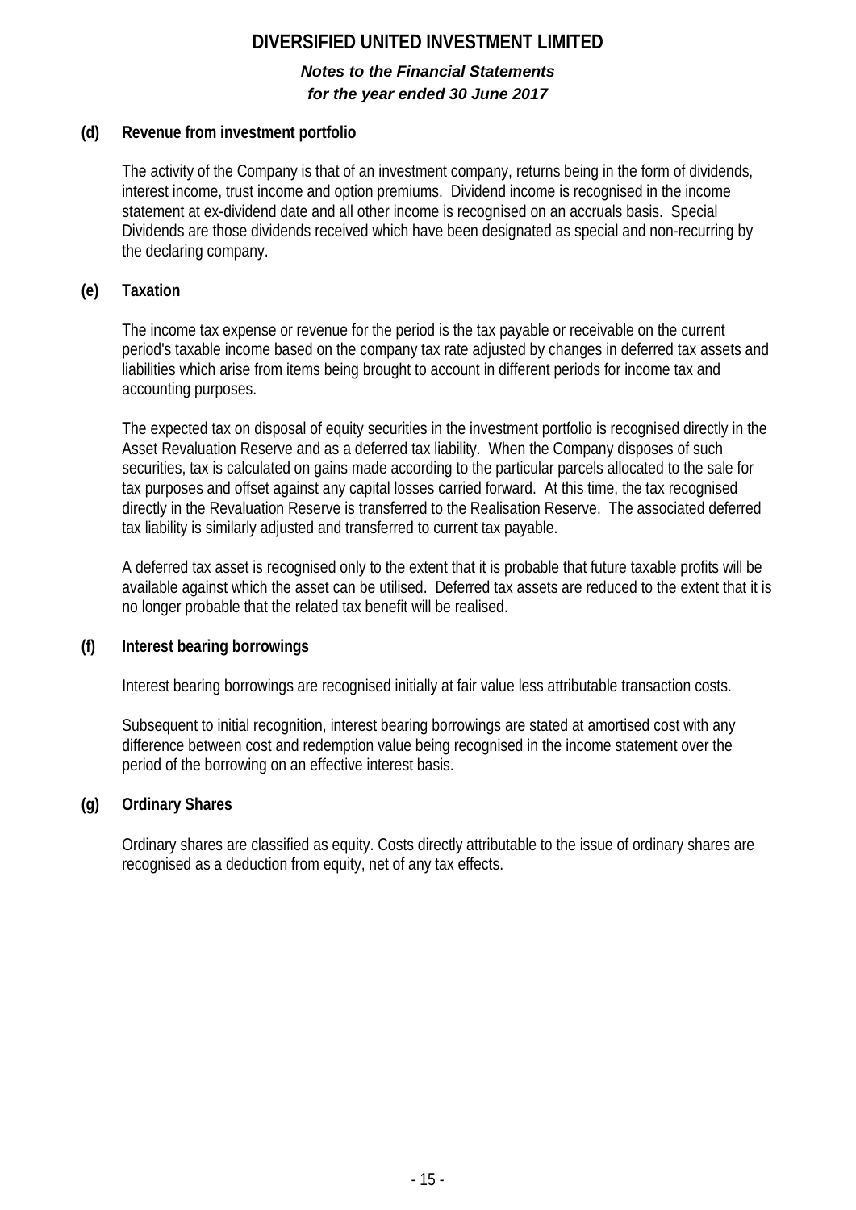### (d) Revenue from investment portfolio

The activity of the Company is that of an investment company, returns being in the form of dividends, interest income, trust income and option premiums. Dividend income is recognised in the income statement at ex-dividend date and all other income is recognised on an accruals basis. Special Dividends are those dividends received which have been designated as special and non-recurring by the declaring company.

### (e) Taxation

The income tax expense or revenue for the period is the tax payable or receivable on the current period's taxable income based on the company tax rate adjusted by changes in deferred tax assets and liabilities which arise from items being brought to account in different periods for income tax and accounting purposes.

The expected tax on disposal of equity securities in the investment portfolio is recognised directly in the Asset Revaluation Reserve and as a deferred tax liability. When the Company disposes of such securities, tax is calculated on gains made according to the particular parcels allocated to the sale for tax purposes and offset against any capital losses carried forward. At this time, the tax recognised directly in the Revaluation Reserve is transferred to the Realisation Reserve. The associated deferred tax liability is similarly adjusted and transferred to current tax payable.

A deferred tax asset is recognised only to the extent that it is probable that future taxable profits will be available against which the asset can be utilised. Deferred tax assets are reduced to the extent that it is no longer probable that the related tax benefit will be realised.

### (f) Interest bearing borrowings

Interest bearing borrowings are recognised initially at fair value less attributable transaction costs.

Subsequent to initial recognition, interest bearing borrowings are stated at amortised cost with any difference between cost and redemption value being recognised in the income statement over the period of the borrowing on an effective interest basis.

### (g) Ordinary Shares

Ordinary shares are classified as equity. Costs directly attributable to the issue of ordinary shares are recognised as a deduction from equity, net of any tax effects.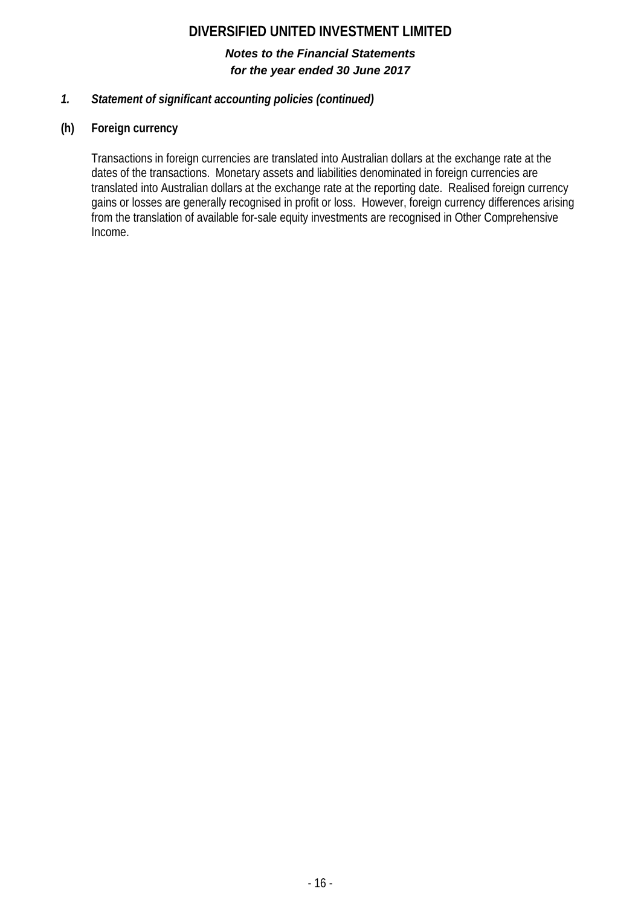*1. Statement of significant accounting policies (continued)*

**(h) Foreign currency**

Transactions in foreign currencies are translated into Australian dollars at the exchange rate at the dates of the transactions. Monetary assets and liabilities denominated in foreign currencies are translated into Australian dollars at the exchange rate at the reporting date. Realised foreign currency gains or losses are generally recognised in profit or loss. However, foreign currency differences arising from the translation of available for-sale equity investments are recognised in Other Comprehensive Income.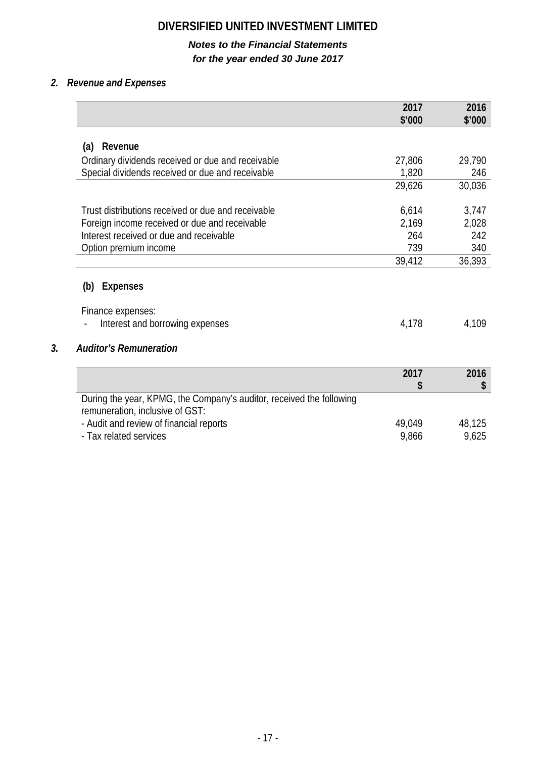# DIVERSIFIED UNITED INVESTMENT LIMITED

***Notes to the Financial Statements***
***for the year ended 30 June 2017***

## *2. Revenue and Expenses*

| | 2017 $'000 | 2016 $'000 |
|---|---|---|
| **(a) Revenue** | | |
| Ordinary dividends received or due and receivable | 27,806 | 29,790 |
| Special dividends received or due and receivable | 1,820 | 246 |
| | 29,626 | 30,036 |
| Trust distributions received or due and receivable | 6,614 | 3,747 |
| Foreign income received or due and receivable | 2,169 | 2,028 |
| Interest received or due and receivable | 264 | 242 |
| Option premium income | 739 | 340 |
| | 39,412 | 36,393 |
| **(b) Expenses** | | |
| Finance expenses: | | |
| - Interest and borrowing expenses | 4,178 | 4,109 |

## *3. Auditor's Remuneration*

| | 2017 $ | 2016 $ |
|---|---|---|
| During the year, KPMG, the Company's auditor, received the following remuneration, inclusive of GST: | | |
| - Audit and review of financial reports | 49,049 | 48,125 |
| - Tax related services | 9,866 | 9,625 |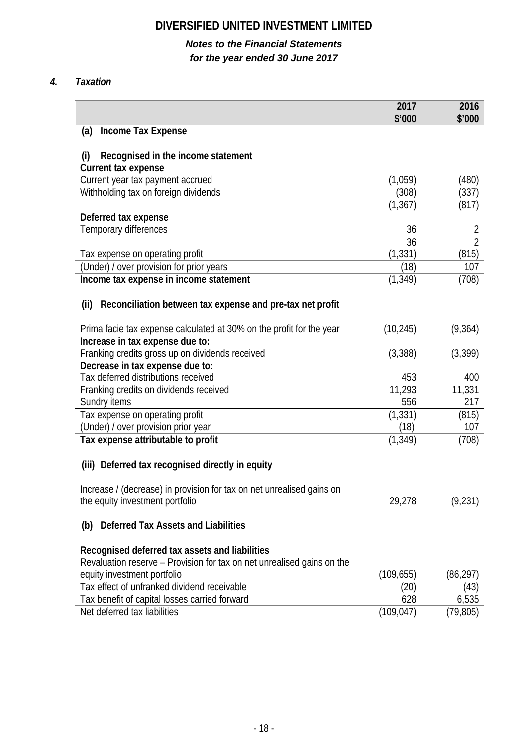# DIVERSIFIED UNITED INVESTMENT LIMITED

***Notes to the Financial Statements***
***for the year ended 30 June 2017***

## *4. Taxation*

| | 2017 $'000 | 2016 $'000 |
|---|---|---|
| **(a) Income Tax Expense** | | |
| **(i) Recognised in the income statement** | | |
| **Current tax expense** | | |
| Current year tax payment accrued | (1,059) | (480) |
| Withholding tax on foreign dividends | (308) | (337) |
| | (1,367) | (817) |
| **Deferred tax expense** | | |
| Temporary differences | 36 | 2 |
| | 36 | 2 |
| Tax expense on operating profit | (1,331) | (815) |
| (Under) / over provision for prior years | (18) | 107 |
| **Income tax expense in income statement** | (1,349) | (708) |
| **(ii) Reconciliation between tax expense and pre-tax net profit** | | |
| Prima facie tax expense calculated at 30% on the profit for the year | (10,245) | (9,364) |
| **Increase in tax expense due to:** | | |
| Franking credits gross up on dividends received | (3,388) | (3,399) |
| **Decrease in tax expense due to:** | | |
| Tax deferred distributions received | 453 | 400 |
| Franking credits on dividends received | 11,293 | 11,331 |
| Sundry items | 556 | 217 |
| Tax expense on operating profit | (1,331) | (815) |
| (Under) / over provision prior year | (18) | 107 |
| **Tax expense attributable to profit** | (1,349) | (708) |
| **(iii) Deferred tax recognised directly in equity** | | |
| Increase / (decrease) in provision for tax on net unrealised gains on the equity investment portfolio | 29,278 | (9,231) |
| **(b) Deferred Tax Assets and Liabilities** | | |
| **Recognised deferred tax assets and liabilities** | | |
| Revaluation reserve – Provision for tax on net unrealised gains on the equity investment portfolio | (109,655) | (86,297) |
| Tax effect of unfranked dividend receivable | (20) | (43) |
| Tax benefit of capital losses carried forward | 628 | 6,535 |
| Net deferred tax liabilities | (109,047) | (79,805) |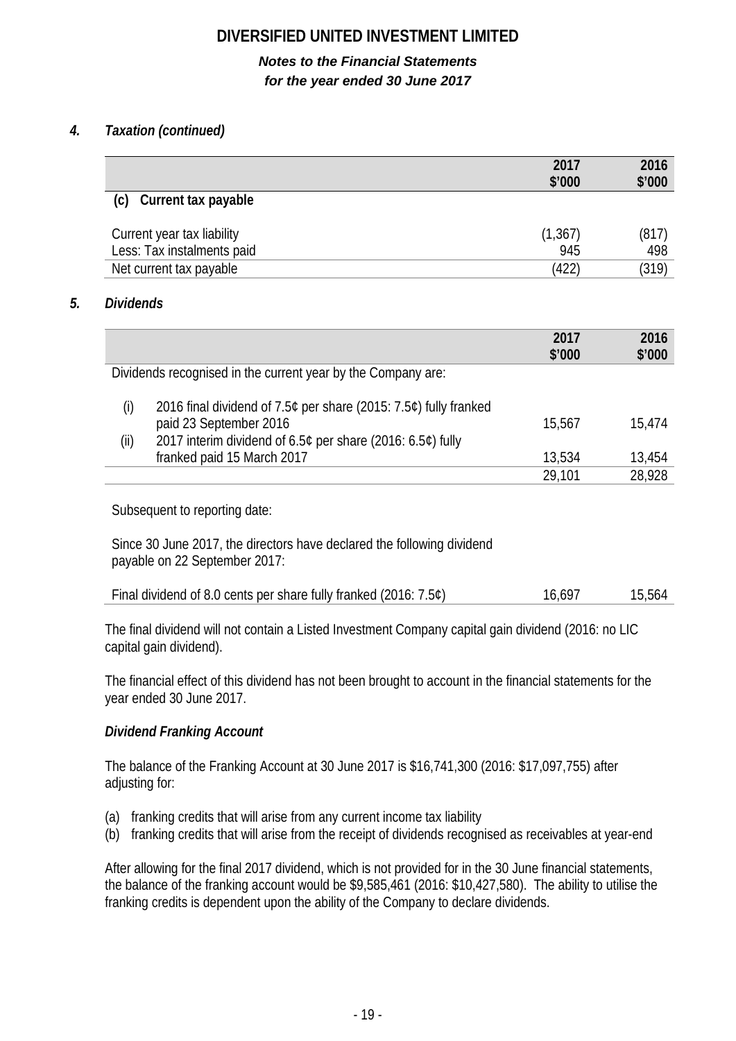## 4. *Taxation (continued)*

| | 2017 $'000 | 2016 $'000 |
|---|---|---|
| **(c) Current tax payable** | | |
| Current year tax liability | (1,367) | (817) |
| Less: Tax instalments paid | 945 | 498 |
| Net current tax payable | (422) | (319) |

## 5. *Dividends*

| | 2017 $'000 | 2016 $'000 |
|---|---|---|
| Dividends recognised in the current year by the Company are: | | |
| (i) 2016 final dividend of 7.5¢ per share (2015: 7.5¢) fully franked paid 23 September 2016 | 15,567 | 15,474 |
| (ii) 2017 interim dividend of 6.5¢ per share (2016: 6.5¢) fully franked paid 15 March 2017 | 13,534 | 13,454 |
| | 29,101 | 28,928 |
| Subsequent to reporting date: | | |
| Since 30 June 2017, the directors have declared the following dividend payable on 22 September 2017: | | |
| Final dividend of 8.0 cents per share fully franked (2016: 7.5¢) | 16,697 | 15,564 |

The final dividend will not contain a Listed Investment Company capital gain dividend (2016: no LIC capital gain dividend).

The financial effect of this dividend has not been brought to account in the financial statements for the year ended 30 June 2017.

### *Dividend Franking Account*

The balance of the Franking Account at 30 June 2017 is $16,741,300 (2016: $17,097,755) after adjusting for:

(a) franking credits that will arise from any current income tax liability
(b) franking credits that will arise from the receipt of dividends recognised as receivables at year-end

After allowing for the final 2017 dividend, which is not provided for in the 30 June financial statements, the balance of the franking account would be $9,585,461 (2016: $10,427,580). The ability to utilise the franking credits is dependent upon the ability of the Company to declare dividends.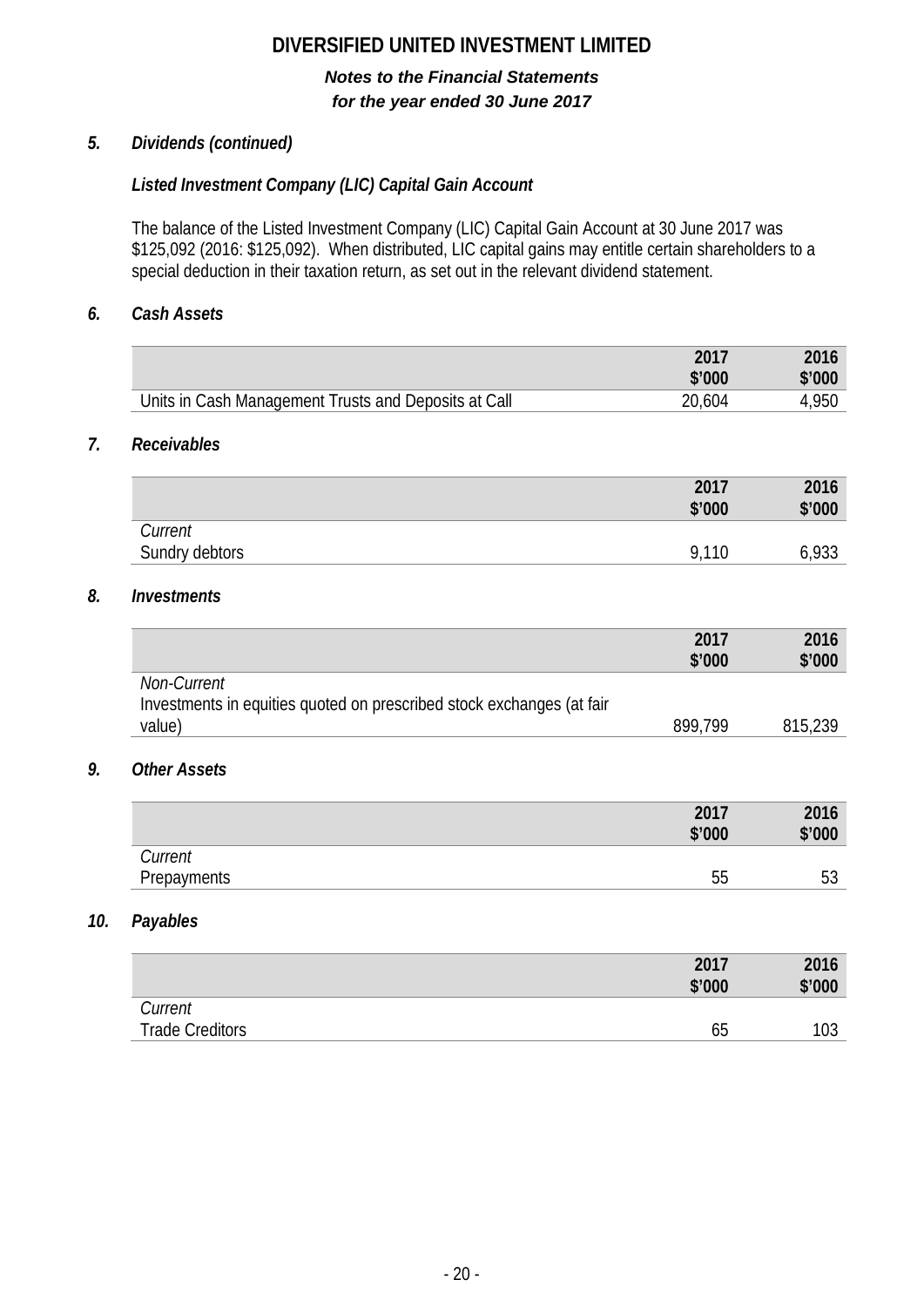# DIVERSIFIED UNITED INVESTMENT LIMITED

***Notes to the Financial Statements***
***for the year ended 30 June 2017***

## *5. Dividends (continued)*

### *Listed Investment Company (LIC) Capital Gain Account*

The balance of the Listed Investment Company (LIC) Capital Gain Account at 30 June 2017 was $125,092 (2016: $125,092). When distributed, LIC capital gains may entitle certain shareholders to a special deduction in their taxation return, as set out in the relevant dividend statement.

## *6. Cash Assets*

| | 2017 $'000 | 2016 $'000 |
|---|---|---|
| Units in Cash Management Trusts and Deposits at Call | 20,604 | 4,950 |

## *7. Receivables*

| | 2017 $'000 | 2016 $'000 |
|---|---|---|
| *Current* | | |
| Sundry debtors | 9,110 | 6,933 |

## *8. Investments*

| | 2017 $'000 | 2016 $'000 |
|---|---|---|
| *Non-Current* | | |
| Investments in equities quoted on prescribed stock exchanges (at fair value) | 899,799 | 815,239 |

## *9. Other Assets*

| | 2017 $'000 | 2016 $'000 |
|---|---|---|
| *Current* | | |
| Prepayments | 55 | 53 |

## *10. Payables*

| | 2017 $'000 | 2016 $'000 |
|---|---|---|
| *Current* | | |
| Trade Creditors | 65 | 103 |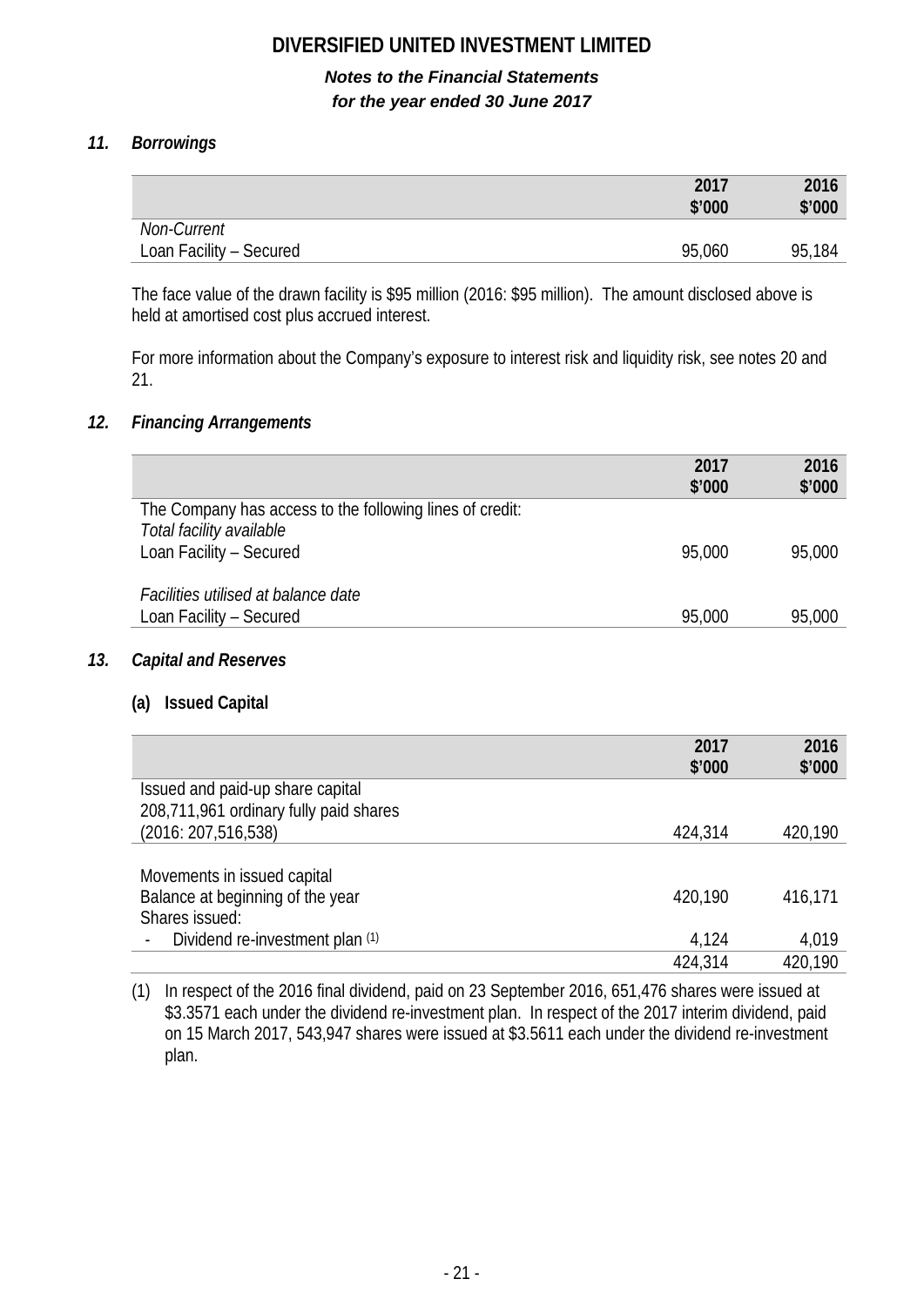## 11. Borrowings

| | 2017 $'000 | 2016 $'000 |
|---|---|---|
| *Non-Current* | | |
| Loan Facility – Secured | 95,060 | 95,184 |

The face value of the drawn facility is $95 million (2016: $95 million). The amount disclosed above is held at amortised cost plus accrued interest.

For more information about the Company's exposure to interest risk and liquidity risk, see notes 20 and 21.

## 12. Financing Arrangements

| | 2017 $'000 | 2016 $'000 |
|---|---|---|
| The Company has access to the following lines of credit: | | |
| *Total facility available* | | |
| Loan Facility – Secured | 95,000 | 95,000 |
| | | |
| *Facilities utilised at balance date* | | |
| Loan Facility – Secured | 95,000 | 95,000 |

## 13. Capital and Reserves

### (a) Issued Capital

| | 2017 $'000 | 2016 $'000 |
|---|---|---|
| Issued and paid-up share capital | | |
| 208,711,961 ordinary fully paid shares (2016: 207,516,538) | 424,314 | 420,190 |
| | | |
| Movements in issued capital | | |
| Balance at beginning of the year | 420,190 | 416,171 |
| Shares issued: | | |
| - Dividend re-investment plan (1) | 4,124 | 4,019 |
| | 424,314 | 420,190 |

(1) In respect of the 2016 final dividend, paid on 23 September 2016, 651,476 shares were issued at $3.3571 each under the dividend re-investment plan. In respect of the 2017 interim dividend, paid on 15 March 2017, 543,947 shares were issued at $3.5611 each under the dividend re-investment plan.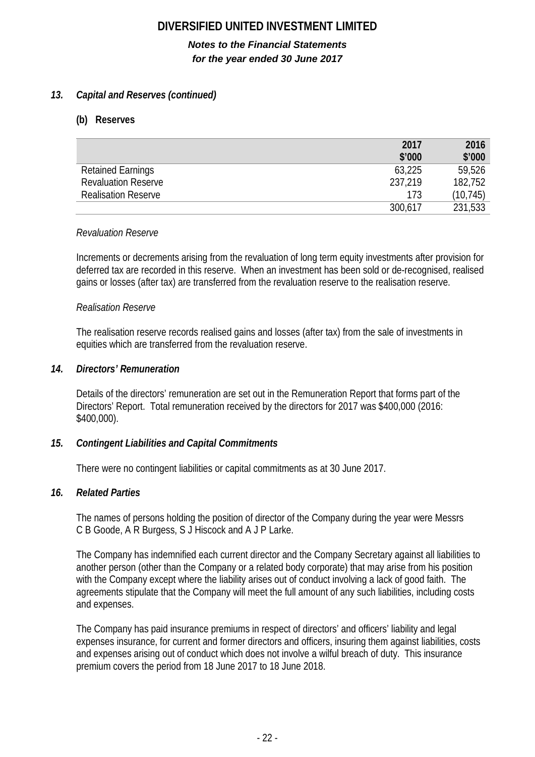### *13. Capital and Reserves (continued)*

**(b) Reserves**

| | 2017<br>\$'000 | 2016<br>\$'000 |
|---|---|---|
| Retained Earnings | 63,225 | 59,526 |
| Revaluation Reserve | 237,219 | 182,752 |
| Realisation Reserve | 173 | (10,745) |
| | 300,617 | 231,533 |

*Revaluation Reserve*

Increments or decrements arising from the revaluation of long term equity investments after provision for deferred tax are recorded in this reserve. When an investment has been sold or de-recognised, realised gains or losses (after tax) are transferred from the revaluation reserve to the realisation reserve.

*Realisation Reserve*

The realisation reserve records realised gains and losses (after tax) from the sale of investments in equities which are transferred from the revaluation reserve.

### *14. Directors' Remuneration*

Details of the directors' remuneration are set out in the Remuneration Report that forms part of the Directors' Report. Total remuneration received by the directors for 2017 was \$400,000 (2016: \$400,000).

### *15. Contingent Liabilities and Capital Commitments*

There were no contingent liabilities or capital commitments as at 30 June 2017.

### *16. Related Parties*

The names of persons holding the position of director of the Company during the year were Messrs C B Goode, A R Burgess, S J Hiscock and A J P Larke.

The Company has indemnified each current director and the Company Secretary against all liabilities to another person (other than the Company or a related body corporate) that may arise from his position with the Company except where the liability arises out of conduct involving a lack of good faith. The agreements stipulate that the Company will meet the full amount of any such liabilities, including costs and expenses.

The Company has paid insurance premiums in respect of directors' and officers' liability and legal expenses insurance, for current and former directors and officers, insuring them against liabilities, costs and expenses arising out of conduct which does not involve a wilful breach of duty. This insurance premium covers the period from 18 June 2017 to 18 June 2018.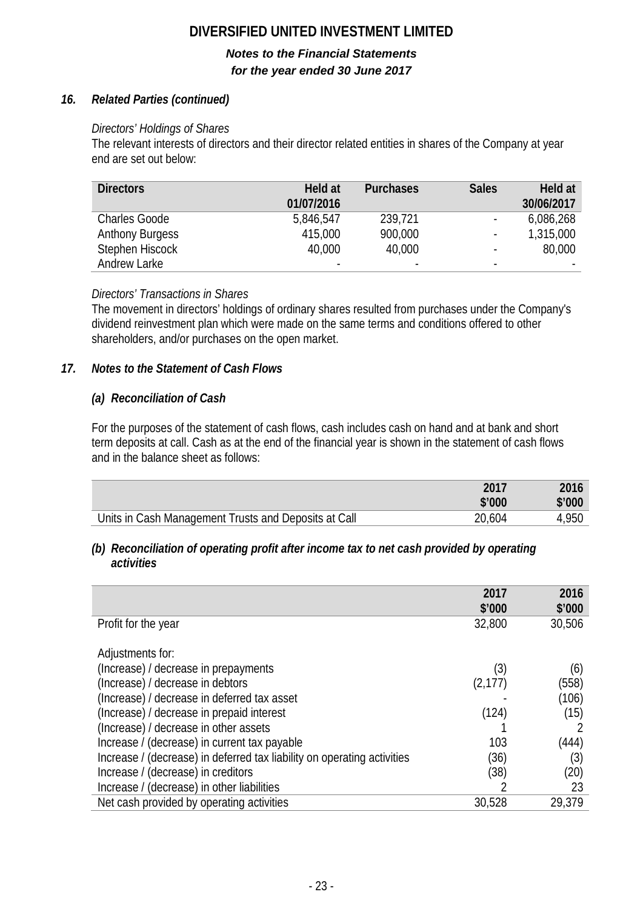### 16. Related Parties (continued)

*Directors' Holdings of Shares*

The relevant interests of directors and their director related entities in shares of the Company at year end are set out below:

| Directors | Held at 01/07/2016 | Purchases | Sales | Held at 30/06/2017 |
|---|---|---|---|---|
| Charles Goode | 5,846,547 | 239,721 | - | 6,086,268 |
| Anthony Burgess | 415,000 | 900,000 | - | 1,315,000 |
| Stephen Hiscock | 40,000 | 40,000 | - | 80,000 |
| Andrew Larke | - | - | - | - |

*Directors' Transactions in Shares*

The movement in directors' holdings of ordinary shares resulted from purchases under the Company's dividend reinvestment plan which were made on the same terms and conditions offered to other shareholders, and/or purchases on the open market.

### 17. Notes to the Statement of Cash Flows

#### (a) Reconciliation of Cash

For the purposes of the statement of cash flows, cash includes cash on hand and at bank and short term deposits at call. Cash as at the end of the financial year is shown in the statement of cash flows and in the balance sheet as follows:

| | 2017 $'000 | 2016 $'000 |
|---|---|---|
| Units in Cash Management Trusts and Deposits at Call | 20,604 | 4,950 |

#### (b) Reconciliation of operating profit after income tax to net cash provided by operating activities

| | 2017 $'000 | 2016 $'000 |
|---|---|---|
| Profit for the year | 32,800 | 30,506 |
| | | |
| Adjustments for: | | |
| (Increase) / decrease in prepayments | (3) | (6) |
| (Increase) / decrease in debtors | (2,177) | (558) |
| (Increase) / decrease in deferred tax asset | - | (106) |
| (Increase) / decrease in prepaid interest | (124) | (15) |
| (Increase) / decrease in other assets | 1 | 2 |
| Increase / (decrease) in current tax payable | 103 | (444) |
| Increase / (decrease) in deferred tax liability on operating activities | (36) | (3) |
| Increase / (decrease) in creditors | (38) | (20) |
| Increase / (decrease) in other liabilities | 2 | 23 |
| Net cash provided by operating activities | 30,528 | 29,379 |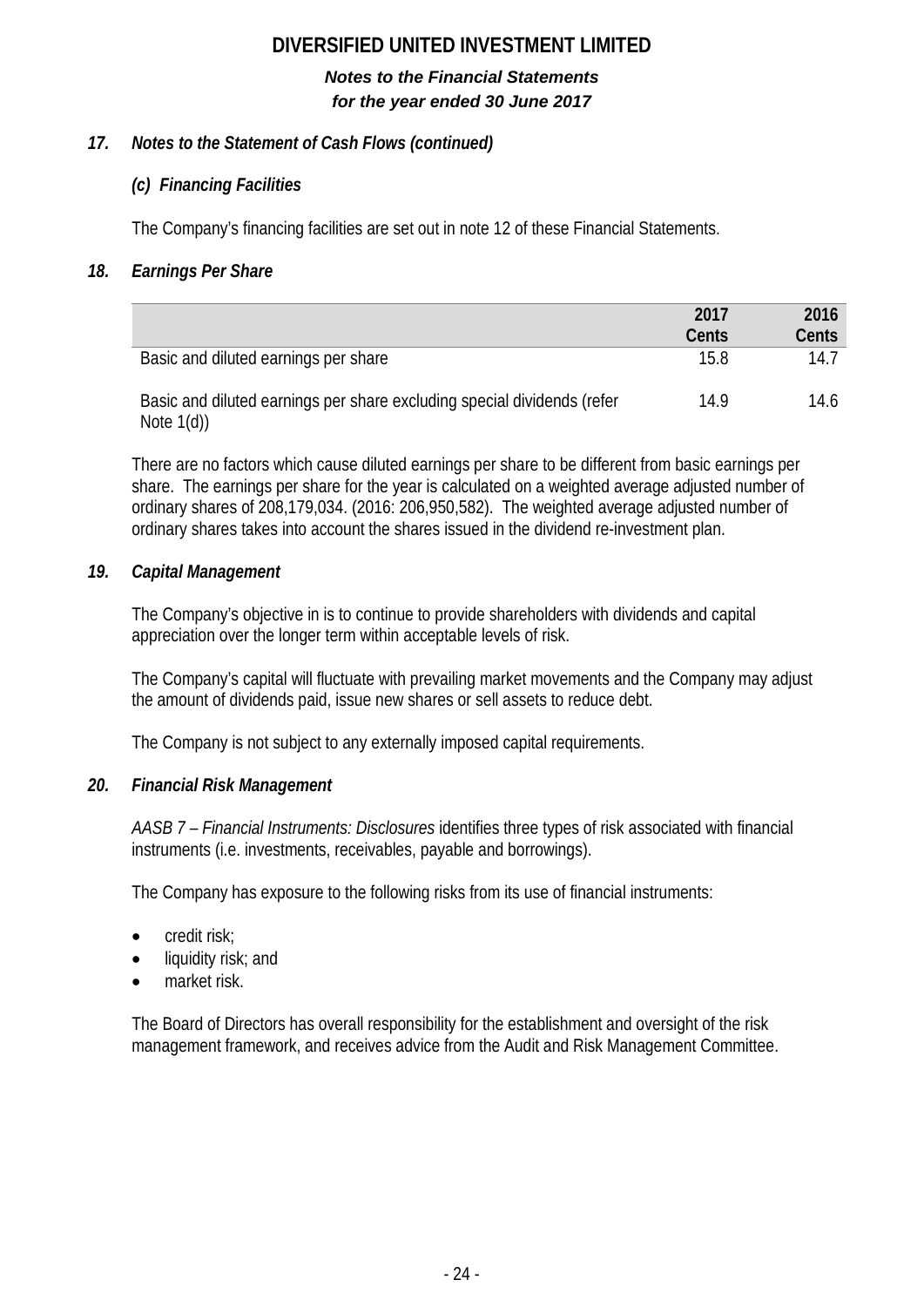### *17. Notes to the Statement of Cash Flows (continued)*

#### *(c) Financing Facilities*

The Company's financing facilities are set out in note 12 of these Financial Statements.

### *18. Earnings Per Share*

| | 2017 Cents | 2016 Cents |
|---|---|---|
| Basic and diluted earnings per share | 15.8 | 14.7 |
| Basic and diluted earnings per share excluding special dividends (refer Note 1(d)) | 14.9 | 14.6 |

There are no factors which cause diluted earnings per share to be different from basic earnings per share. The earnings per share for the year is calculated on a weighted average adjusted number of ordinary shares of 208,179,034. (2016: 206,950,582). The weighted average adjusted number of ordinary shares takes into account the shares issued in the dividend re-investment plan.

### *19. Capital Management*

The Company's objective in is to continue to provide shareholders with dividends and capital appreciation over the longer term within acceptable levels of risk.

The Company's capital will fluctuate with prevailing market movements and the Company may adjust the amount of dividends paid, issue new shares or sell assets to reduce debt.

The Company is not subject to any externally imposed capital requirements.

### *20. Financial Risk Management*

*AASB 7 – Financial Instruments: Disclosures* identifies three types of risk associated with financial instruments (i.e. investments, receivables, payable and borrowings).

The Company has exposure to the following risks from its use of financial instruments:

- credit risk;
- liquidity risk; and
- market risk.

The Board of Directors has overall responsibility for the establishment and oversight of the risk management framework, and receives advice from the Audit and Risk Management Committee.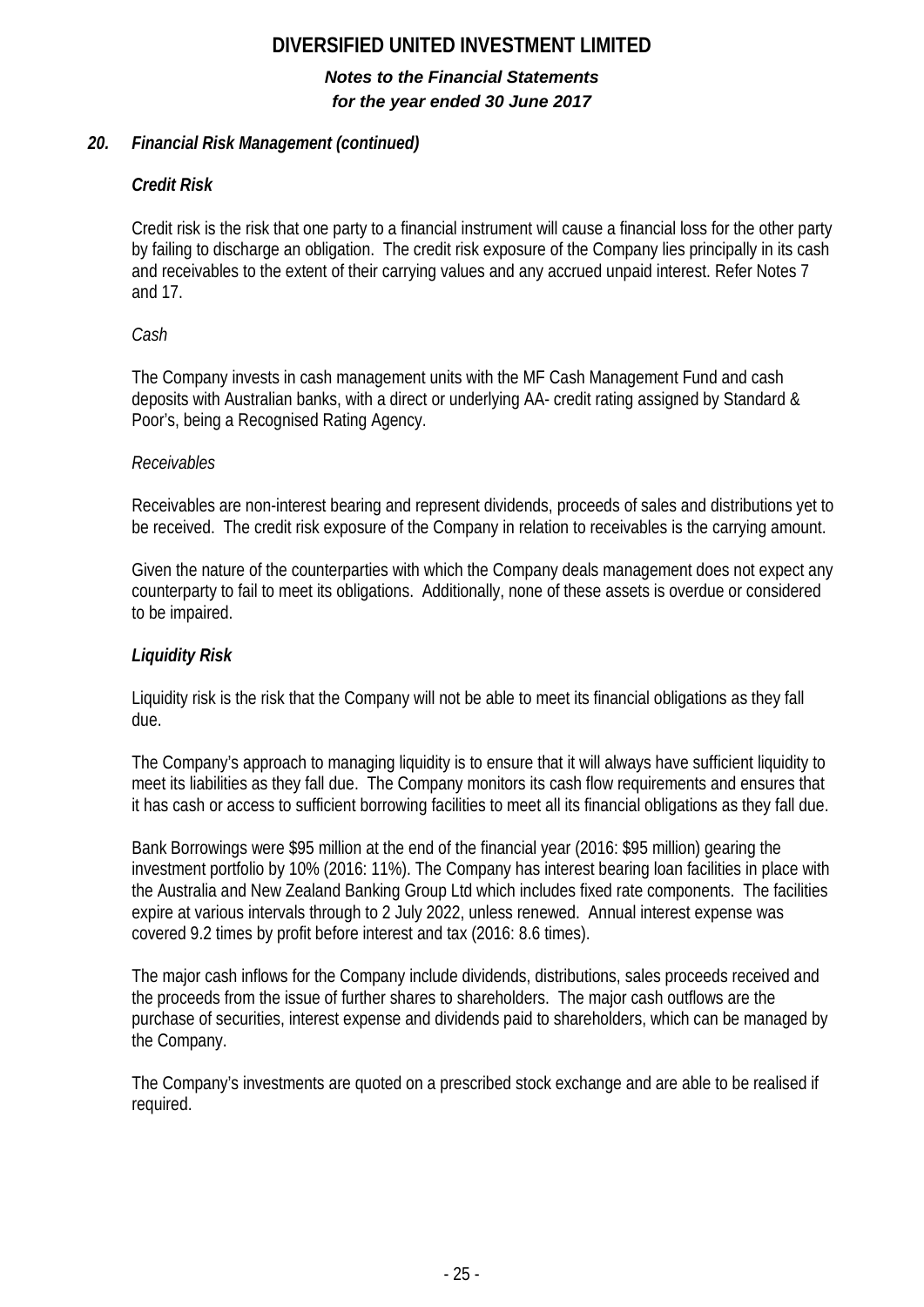### *20. Financial Risk Management (continued)*

#### ***Credit Risk***

Credit risk is the risk that one party to a financial instrument will cause a financial loss for the other party by failing to discharge an obligation. The credit risk exposure of the Company lies principally in its cash and receivables to the extent of their carrying values and any accrued unpaid interest. Refer Notes 7 and 17.

*Cash*

The Company invests in cash management units with the MF Cash Management Fund and cash deposits with Australian banks, with a direct or underlying AA- credit rating assigned by Standard & Poor's, being a Recognised Rating Agency.

*Receivables*

Receivables are non-interest bearing and represent dividends, proceeds of sales and distributions yet to be received. The credit risk exposure of the Company in relation to receivables is the carrying amount.

Given the nature of the counterparties with which the Company deals management does not expect any counterparty to fail to meet its obligations. Additionally, none of these assets is overdue or considered to be impaired.

#### ***Liquidity Risk***

Liquidity risk is the risk that the Company will not be able to meet its financial obligations as they fall due.

The Company's approach to managing liquidity is to ensure that it will always have sufficient liquidity to meet its liabilities as they fall due. The Company monitors its cash flow requirements and ensures that it has cash or access to sufficient borrowing facilities to meet all its financial obligations as they fall due.

Bank Borrowings were $95 million at the end of the financial year (2016: $95 million) gearing the investment portfolio by 10% (2016: 11%). The Company has interest bearing loan facilities in place with the Australia and New Zealand Banking Group Ltd which includes fixed rate components. The facilities expire at various intervals through to 2 July 2022, unless renewed. Annual interest expense was covered 9.2 times by profit before interest and tax (2016: 8.6 times).

The major cash inflows for the Company include dividends, distributions, sales proceeds received and the proceeds from the issue of further shares to shareholders. The major cash outflows are the purchase of securities, interest expense and dividends paid to shareholders, which can be managed by the Company.

The Company's investments are quoted on a prescribed stock exchange and are able to be realised if required.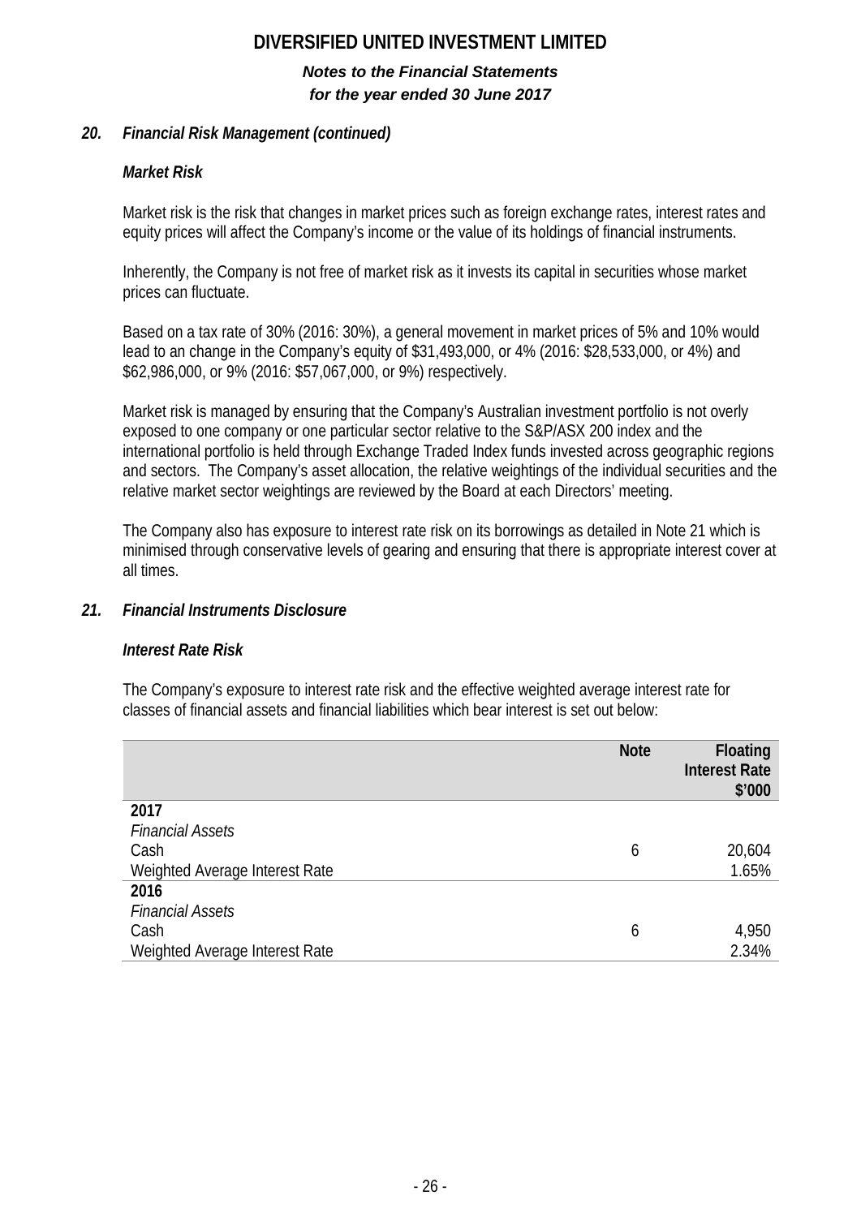## 20. Financial Risk Management (continued)

### Market Risk

Market risk is the risk that changes in market prices such as foreign exchange rates, interest rates and equity prices will affect the Company's income or the value of its holdings of financial instruments.

Inherently, the Company is not free of market risk as it invests its capital in securities whose market prices can fluctuate.

Based on a tax rate of 30% (2016: 30%), a general movement in market prices of 5% and 10% would lead to an change in the Company's equity of $31,493,000, or 4% (2016: $28,533,000, or 4%) and $62,986,000, or 9% (2016: $57,067,000, or 9%) respectively.

Market risk is managed by ensuring that the Company's Australian investment portfolio is not overly exposed to one company or one particular sector relative to the S&P/ASX 200 index and the international portfolio is held through Exchange Traded Index funds invested across geographic regions and sectors. The Company's asset allocation, the relative weightings of the individual securities and the relative market sector weightings are reviewed by the Board at each Directors' meeting.

The Company also has exposure to interest rate risk on its borrowings as detailed in Note 21 which is minimised through conservative levels of gearing and ensuring that there is appropriate interest cover at all times.

## 21. Financial Instruments Disclosure

### Interest Rate Risk

The Company's exposure to interest rate risk and the effective weighted average interest rate for classes of financial assets and financial liabilities which bear interest is set out below:

| | Note | Floating Interest Rate $'000 |
|---|---|---|
| **2017** | | |
| *Financial Assets* | | |
| Cash | 6 | 20,604 |
| Weighted Average Interest Rate | | 1.65% |
| **2016** | | |
| *Financial Assets* | | |
| Cash | 6 | 4,950 |
| Weighted Average Interest Rate | | 2.34% |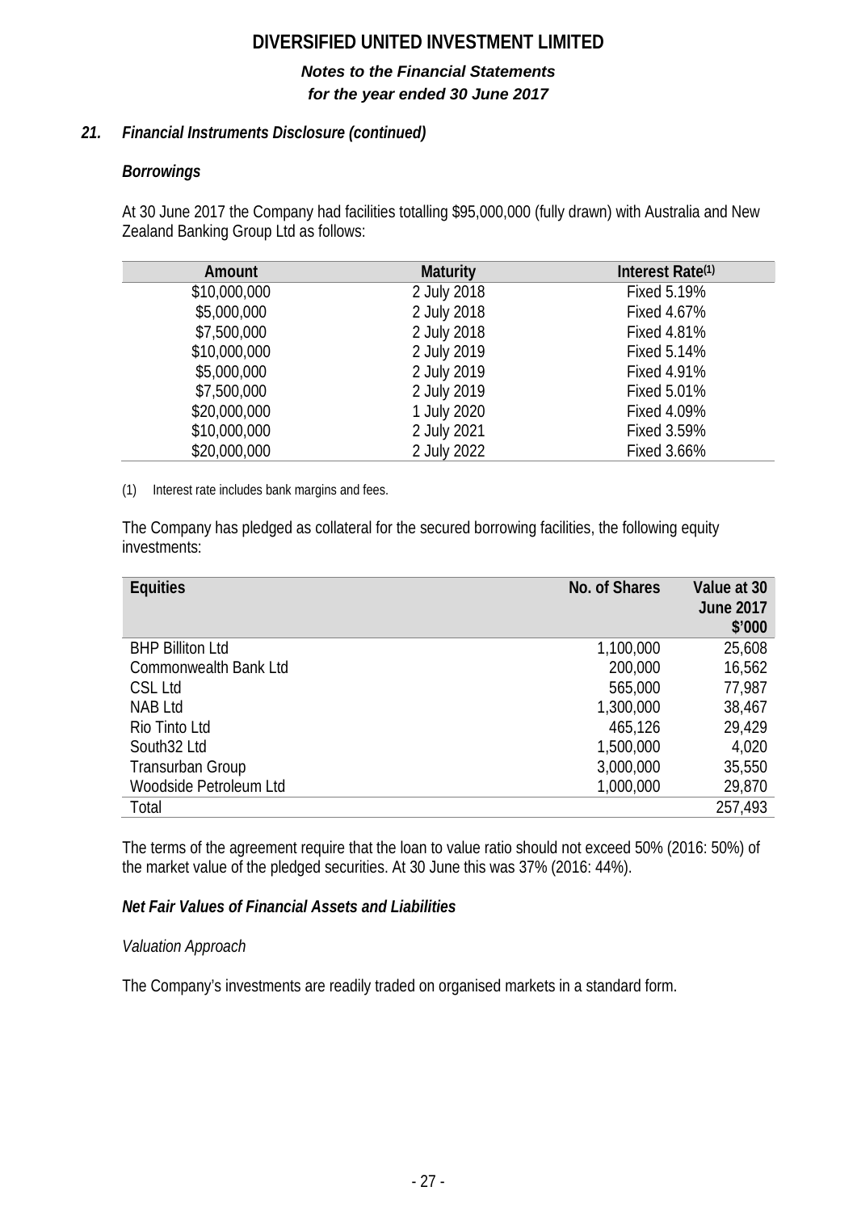# DIVERSIFIED UNITED INVESTMENT LIMITED

***Notes to the Financial Statements***
***for the year ended 30 June 2017***

## 21. *Financial Instruments Disclosure (continued)*

### *Borrowings*

At 30 June 2017 the Company had facilities totalling $95,000,000 (fully drawn) with Australia and New Zealand Banking Group Ltd as follows:

| Amount | Maturity | Interest Rate[1] |
|---|---|---|
| $10,000,000 | 2 July 2018 | Fixed 5.19% |
| $5,000,000 | 2 July 2018 | Fixed 4.67% |
| $7,500,000 | 2 July 2018 | Fixed 4.81% |
| $10,000,000 | 2 July 2019 | Fixed 5.14% |
| $5,000,000 | 2 July 2019 | Fixed 4.91% |
| $7,500,000 | 2 July 2019 | Fixed 5.01% |
| $20,000,000 | 1 July 2020 | Fixed 4.09% |
| $10,000,000 | 2 July 2021 | Fixed 3.59% |
| $20,000,000 | 2 July 2022 | Fixed 3.66% |

(1) Interest rate includes bank margins and fees.

The Company has pledged as collateral for the secured borrowing facilities, the following equity investments:

| Equities | No. of Shares | Value at 30 June 2017 $'000 |
|---|---|---|
| BHP Billiton Ltd | 1,100,000 | 25,608 |
| Commonwealth Bank Ltd | 200,000 | 16,562 |
| CSL Ltd | 565,000 | 77,987 |
| NAB Ltd | 1,300,000 | 38,467 |
| Rio Tinto Ltd | 465,126 | 29,429 |
| South32 Ltd | 1,500,000 | 4,020 |
| Transurban Group | 3,000,000 | 35,550 |
| Woodside Petroleum Ltd | 1,000,000 | 29,870 |
| Total | | 257,493 |

The terms of the agreement require that the loan to value ratio should not exceed 50% (2016: 50%) of the market value of the pledged securities. At 30 June this was 37% (2016: 44%).

### *Net Fair Values of Financial Assets and Liabilities*

*Valuation Approach*

The Company's investments are readily traded on organised markets in a standard form.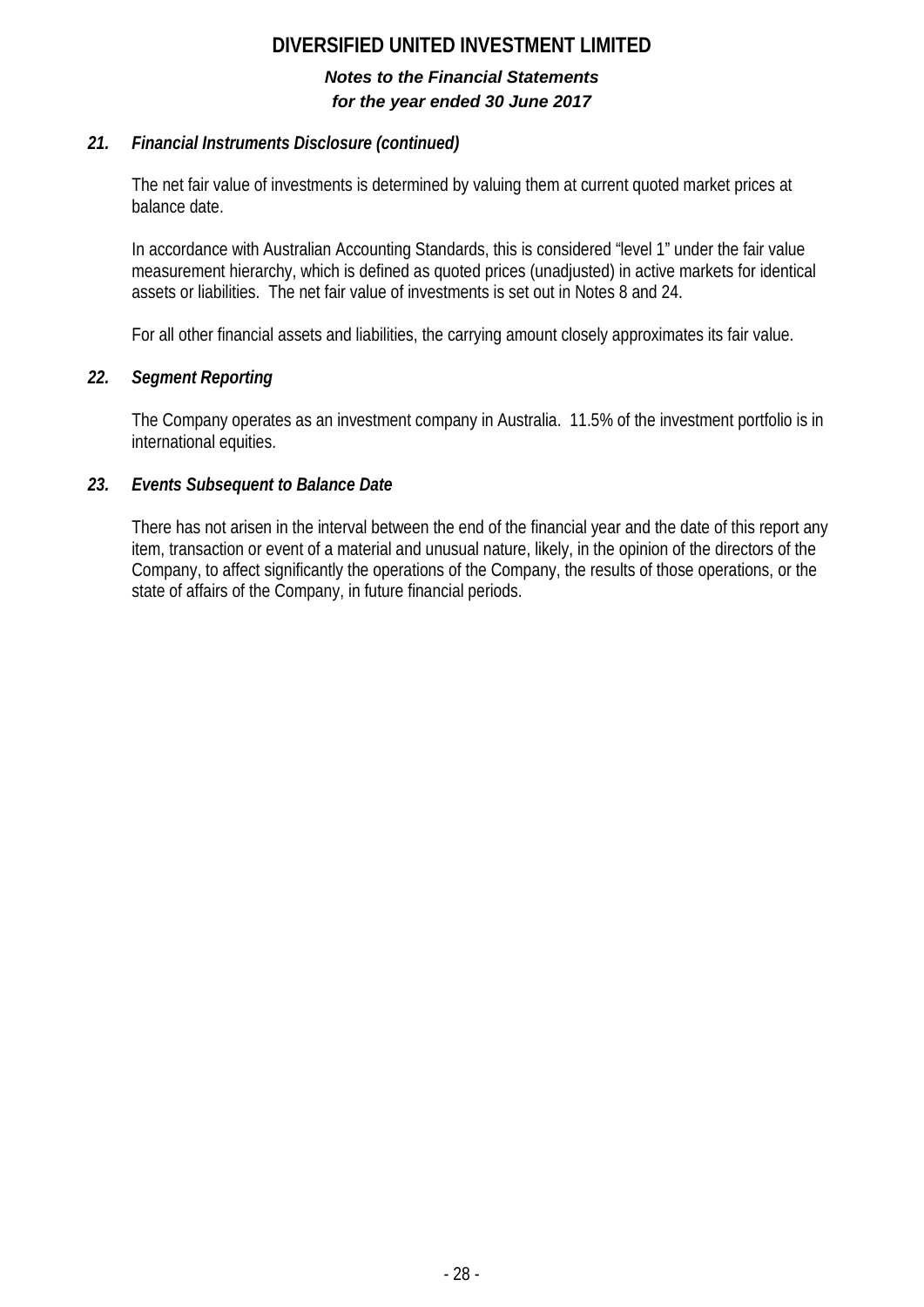### *21. Financial Instruments Disclosure (continued)*

The net fair value of investments is determined by valuing them at current quoted market prices at balance date.

In accordance with Australian Accounting Standards, this is considered "level 1" under the fair value measurement hierarchy, which is defined as quoted prices (unadjusted) in active markets for identical assets or liabilities. The net fair value of investments is set out in Notes 8 and 24.

For all other financial assets and liabilities, the carrying amount closely approximates its fair value.

### *22. Segment Reporting*

The Company operates as an investment company in Australia. 11.5% of the investment portfolio is in international equities.

### *23. Events Subsequent to Balance Date*

There has not arisen in the interval between the end of the financial year and the date of this report any item, transaction or event of a material and unusual nature, likely, in the opinion of the directors of the Company, to affect significantly the operations of the Company, the results of those operations, or the state of affairs of the Company, in future financial periods.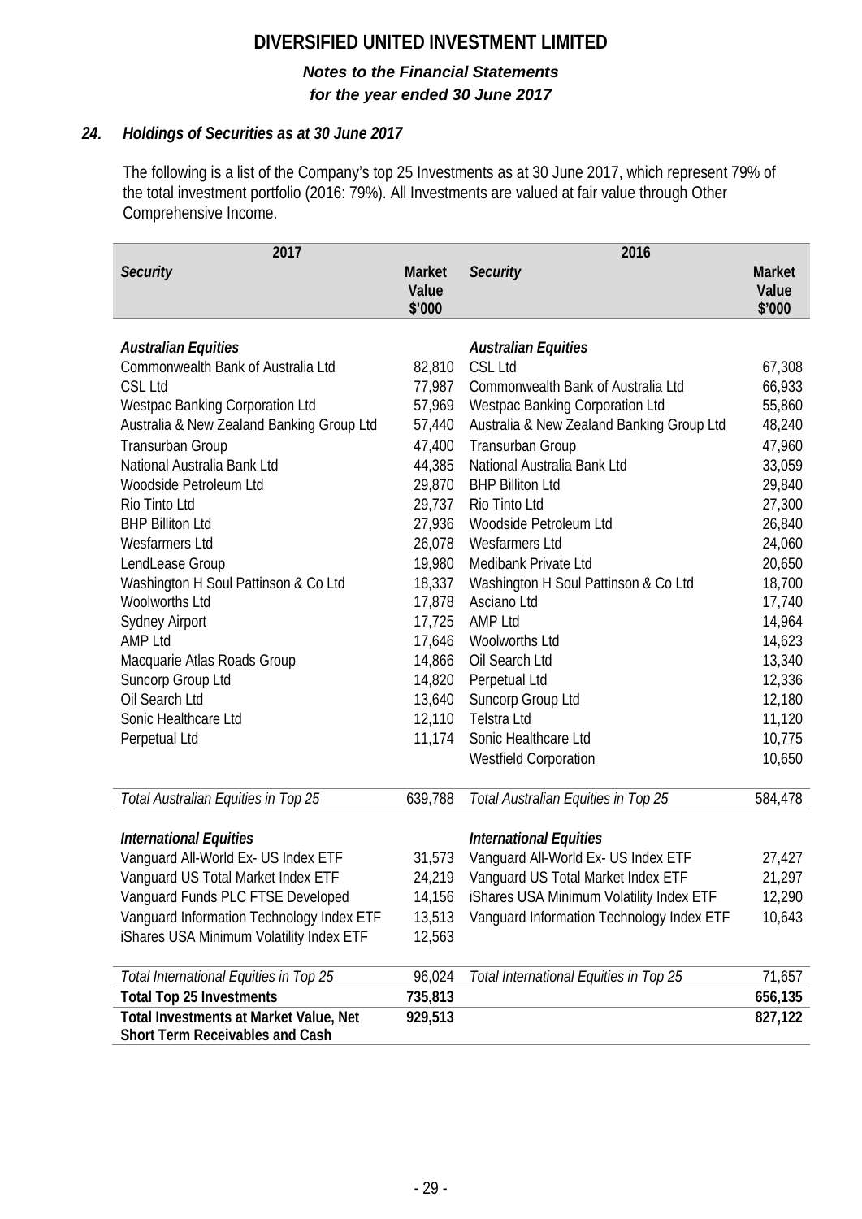# DIVERSIFIED UNITED INVESTMENT LIMITED

***Notes to the Financial Statements***
***for the year ended 30 June 2017***

## *24. Holdings of Securities as at 30 June 2017*

The following is a list of the Company's top 25 Investments as at 30 June 2017, which represent 79% of the total investment portfolio (2016: 79%). All Investments are valued at fair value through Other Comprehensive Income.

| 2017 | | 2016 | |
|---|---|---|---|
| *Security* | **Market Value $'000** | *Security* | **Market Value $'000** |
| ***Australian Equities*** | | ***Australian Equities*** | |
| Commonwealth Bank of Australia Ltd | 82,810 | CSL Ltd | 67,308 |
| CSL Ltd | 77,987 | Commonwealth Bank of Australia Ltd | 66,933 |
| Westpac Banking Corporation Ltd | 57,969 | Westpac Banking Corporation Ltd | 55,860 |
| Australia & New Zealand Banking Group Ltd | 57,440 | Australia & New Zealand Banking Group Ltd | 48,240 |
| Transurban Group | 47,400 | Transurban Group | 47,960 |
| National Australia Bank Ltd | 44,385 | National Australia Bank Ltd | 33,059 |
| Woodside Petroleum Ltd | 29,870 | BHP Billiton Ltd | 29,840 |
| Rio Tinto Ltd | 29,737 | Rio Tinto Ltd | 27,300 |
| BHP Billiton Ltd | 27,936 | Woodside Petroleum Ltd | 26,840 |
| Wesfarmers Ltd | 26,078 | Wesfarmers Ltd | 24,060 |
| LendLease Group | 19,980 | Medibank Private Ltd | 20,650 |
| Washington H Soul Pattinson & Co Ltd | 18,337 | Washington H Soul Pattinson & Co Ltd | 18,700 |
| Woolworths Ltd | 17,878 | Asciano Ltd | 17,740 |
| Sydney Airport | 17,725 | AMP Ltd | 14,964 |
| AMP Ltd | 17,646 | Woolworths Ltd | 14,623 |
| Macquarie Atlas Roads Group | 14,866 | Oil Search Ltd | 13,340 |
| Suncorp Group Ltd | 14,820 | Perpetual Ltd | 12,336 |
| Oil Search Ltd | 13,640 | Suncorp Group Ltd | 12,180 |
| Sonic Healthcare Ltd | 12,110 | Telstra Ltd | 11,120 |
| Perpetual Ltd | 11,174 | Sonic Healthcare Ltd | 10,775 |
| | | Westfield Corporation | 10,650 |
| *Total Australian Equities in Top 25* | 639,788 | *Total Australian Equities in Top 25* | 584,478 |
| ***International Equities*** | | ***International Equities*** | |
| Vanguard All-World Ex- US Index ETF | 31,573 | Vanguard All-World Ex- US Index ETF | 27,427 |
| Vanguard US Total Market Index ETF | 24,219 | Vanguard US Total Market Index ETF | 21,297 |
| Vanguard Funds PLC FTSE Developed | 14,156 | iShares USA Minimum Volatility Index ETF | 12,290 |
| Vanguard Information Technology Index ETF | 13,513 | Vanguard Information Technology Index ETF | 10,643 |
| iShares USA Minimum Volatility Index ETF | 12,563 | | |
| *Total International Equities in Top 25* | 96,024 | *Total International Equities in Top 25* | 71,657 |
| **Total Top 25 Investments** | **735,813** | | **656,135** |
| **Total Investments at Market Value, Net Short Term Receivables and Cash** | **929,513** | | **827,122** |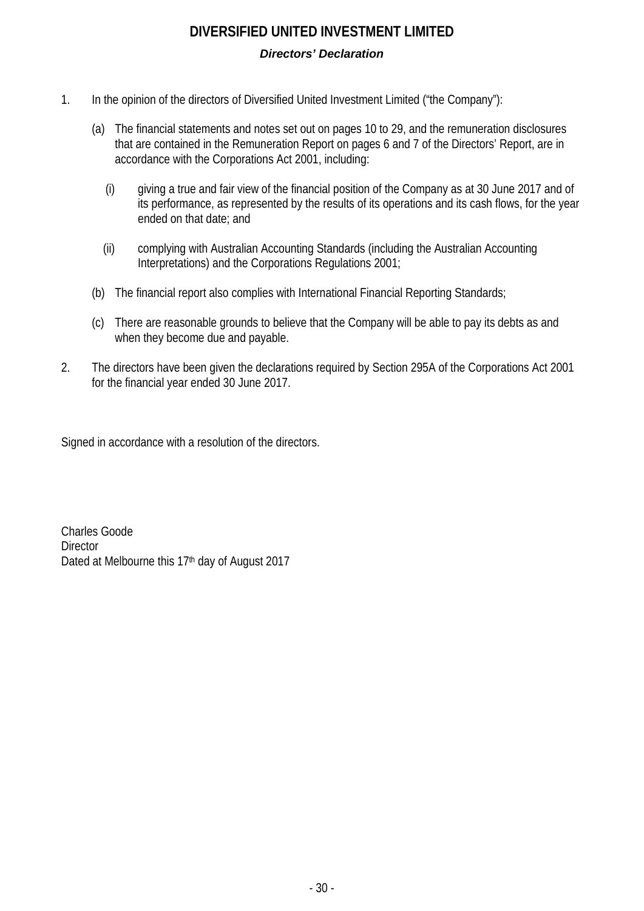# DIVERSIFIED UNITED INVESTMENT LIMITED

## *Directors' Declaration*

1. In the opinion of the directors of Diversified United Investment Limited ("the Company"):

   (a) The financial statements and notes set out on pages 10 to 29, and the remuneration disclosures that are contained in the Remuneration Report on pages 6 and 7 of the Directors' Report, are in accordance with the Corporations Act 2001, including:

   (i) giving a true and fair view of the financial position of the Company as at 30 June 2017 and of its performance, as represented by the results of its operations and its cash flows, for the year ended on that date; and

   (ii) complying with Australian Accounting Standards (including the Australian Accounting Interpretations) and the Corporations Regulations 2001;

   (b) The financial report also complies with International Financial Reporting Standards;

   (c) There are reasonable grounds to believe that the Company will be able to pay its debts as and when they become due and payable.

2. The directors have been given the declarations required by Section 295A of the Corporations Act 2001 for the financial year ended 30 June 2017.

Signed in accordance with a resolution of the directors.

Charles Goode
Director
Dated at Melbourne this 17th day of August 2017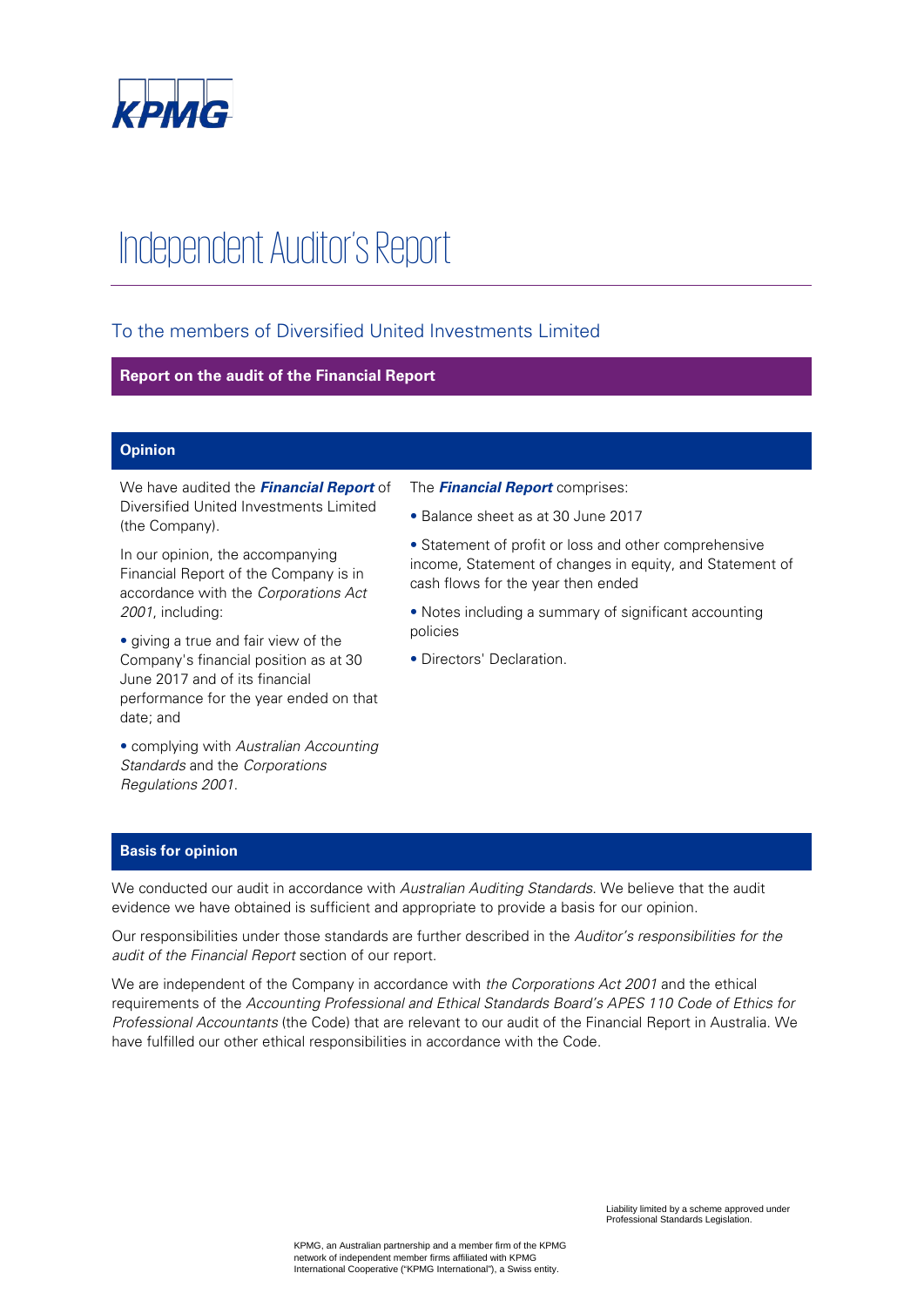# Independent Auditor's Report

## To the members of Diversified United Investments Limited

### Report on the audit of the Financial Report

#### Opinion

We have audited the ***Financial Report*** of Diversified United Investments Limited (the Company).

In our opinion, the accompanying Financial Report of the Company is in accordance with the *Corporations Act 2001*, including:

- giving a true and fair view of the Company's financial position as at 30 June 2017 and of its financial performance for the year ended on that date; and
- complying with *Australian Accounting Standards* and the *Corporations Regulations 2001*.

The ***Financial Report*** comprises:

- Balance sheet as at 30 June 2017
- Statement of profit or loss and other comprehensive income, Statement of changes in equity, and Statement of cash flows for the year then ended
- Notes including a summary of significant accounting policies
- Directors' Declaration.

#### Basis for opinion

We conducted our audit in accordance with *Australian Auditing Standards*. We believe that the audit evidence we have obtained is sufficient and appropriate to provide a basis for our opinion.

Our responsibilities under those standards are further described in the *Auditor's responsibilities for the audit of the Financial Report* section of our report.

We are independent of the Company in accordance with *the Corporations Act 2001* and the ethical requirements of the *Accounting Professional and Ethical Standards Board's APES 110 Code of Ethics for Professional Accountants* (the Code) that are relevant to our audit of the Financial Report in Australia. We have fulfilled our other ethical responsibilities in accordance with the Code.

Liability limited by a scheme approved under Professional Standards Legislation.

KPMG, an Australian partnership and a member firm of the KPMG network of independent member firms affiliated with KPMG International Cooperative ("KPMG International"), a Swiss entity.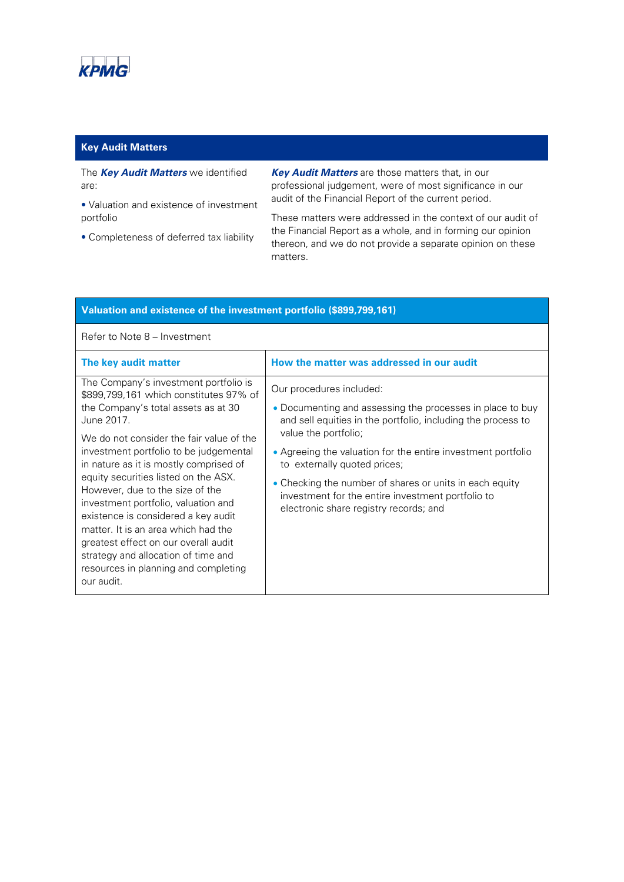## Key Audit Matters

The ***Key Audit Matters*** we identified are:

- Valuation and existence of investment portfolio
- Completeness of deferred tax liability

***Key Audit Matters*** are those matters that, in our professional judgement, were of most significance in our audit of the Financial Report of the current period.

These matters were addressed in the context of our audit of the Financial Report as a whole, and in forming our opinion thereon, and we do not provide a separate opinion on these matters.

### Valuation and existence of the investment portfolio ($899,799,161)

Refer to Note 8 – Investment

| The key audit matter | How the matter was addressed in our audit |
|---|---|
| The Company's investment portfolio is $899,799,161 which constitutes 97% of the Company's total assets as at 30 June 2017.<br><br>We do not consider the fair value of the investment portfolio to be judgemental in nature as it is mostly comprised of equity securities listed on the ASX. However, due to the size of the investment portfolio, valuation and existence is considered a key audit matter. It is an area which had the greatest effect on our overall audit strategy and allocation of time and resources in planning and completing our audit. | Our procedures included:<br><br>• Documenting and assessing the processes in place to buy and sell equities in the portfolio, including the process to value the portfolio;<br><br>• Agreeing the valuation for the entire investment portfolio to externally quoted prices;<br><br>• Checking the number of shares or units in each equity investment for the entire investment portfolio to electronic share registry records; and |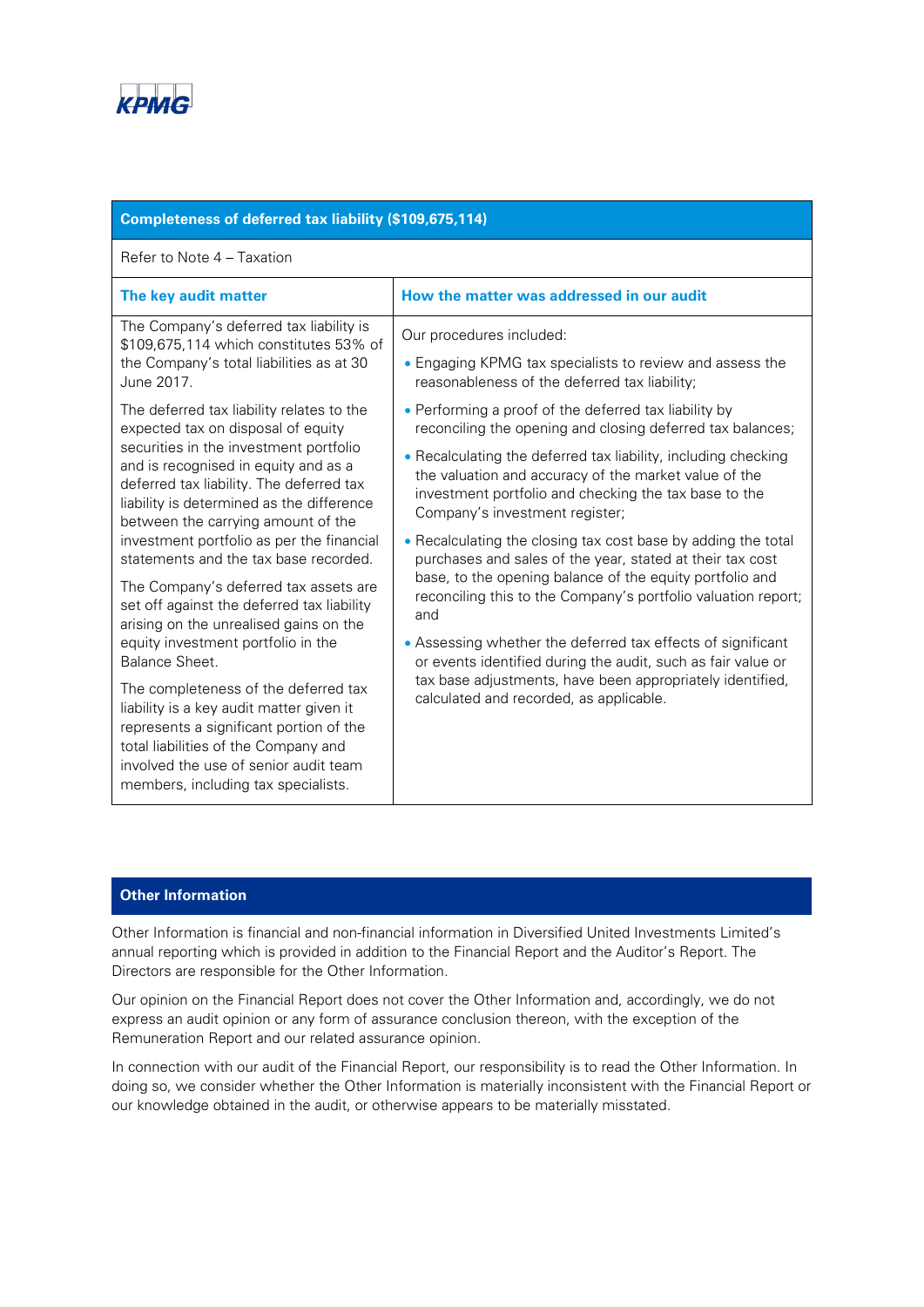## Completeness of deferred tax liability ($109,675,114)

Refer to Note 4 – Taxation

| The key audit matter | How the matter was addressed in our audit |
|---|---|
| The Company's deferred tax liability is $109,675,114 which constitutes 53% of the Company's total liabilities as at 30 June 2017.<br><br>The deferred tax liability relates to the expected tax on disposal of equity securities in the investment portfolio and is recognised in equity and as a deferred tax liability. The deferred tax liability is determined as the difference between the carrying amount of the investment portfolio as per the financial statements and the tax base recorded.<br><br>The Company's deferred tax assets are set off against the deferred tax liability arising on the unrealised gains on the equity investment portfolio in the Balance Sheet.<br><br>The completeness of the deferred tax liability is a key audit matter given it represents a significant portion of the total liabilities of the Company and involved the use of senior audit team members, including tax specialists. | Our procedures included:<br><br>• Engaging KPMG tax specialists to review and assess the reasonableness of the deferred tax liability;<br><br>• Performing a proof of the deferred tax liability by reconciling the opening and closing deferred tax balances;<br><br>• Recalculating the deferred tax liability, including checking the valuation and accuracy of the market value of the investment portfolio and checking the tax base to the Company's investment register;<br><br>• Recalculating the closing tax cost base by adding the total purchases and sales of the year, stated at their tax cost base, to the opening balance of the equity portfolio and reconciling this to the Company's portfolio valuation report; and<br><br>• Assessing whether the deferred tax effects of significant or events identified during the audit, such as fair value or tax base adjustments, have been appropriately identified, calculated and recorded, as applicable. |

## Other Information

Other Information is financial and non-financial information in Diversified United Investments Limited's annual reporting which is provided in addition to the Financial Report and the Auditor's Report. The Directors are responsible for the Other Information.

Our opinion on the Financial Report does not cover the Other Information and, accordingly, we do not express an audit opinion or any form of assurance conclusion thereon, with the exception of the Remuneration Report and our related assurance opinion.

In connection with our audit of the Financial Report, our responsibility is to read the Other Information. In doing so, we consider whether the Other Information is materially inconsistent with the Financial Report or our knowledge obtained in the audit, or otherwise appears to be materially misstated.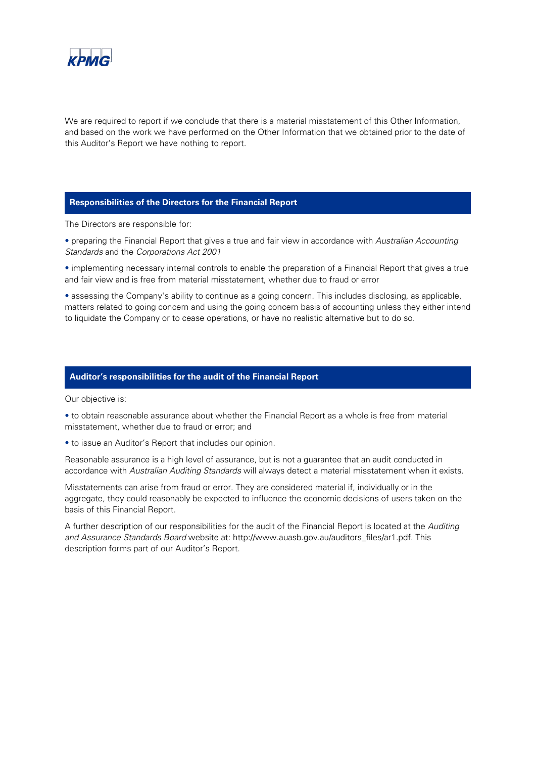We are required to report if we conclude that there is a material misstatement of this Other Information, and based on the work we have performed on the Other Information that we obtained prior to the date of this Auditor's Report we have nothing to report.

## Responsibilities of the Directors for the Financial Report

The Directors are responsible for:

- preparing the Financial Report that gives a true and fair view in accordance with *Australian Accounting Standards* and the *Corporations Act 2001*
- implementing necessary internal controls to enable the preparation of a Financial Report that gives a true and fair view and is free from material misstatement, whether due to fraud or error
- assessing the Company's ability to continue as a going concern. This includes disclosing, as applicable, matters related to going concern and using the going concern basis of accounting unless they either intend to liquidate the Company or to cease operations, or have no realistic alternative but to do so.

## Auditor's responsibilities for the audit of the Financial Report

Our objective is:

- to obtain reasonable assurance about whether the Financial Report as a whole is free from material misstatement, whether due to fraud or error; and
- to issue an Auditor's Report that includes our opinion.

Reasonable assurance is a high level of assurance, but is not a guarantee that an audit conducted in accordance with *Australian Auditing Standards* will always detect a material misstatement when it exists.

Misstatements can arise from fraud or error. They are considered material if, individually or in the aggregate, they could reasonably be expected to influence the economic decisions of users taken on the basis of this Financial Report.

A further description of our responsibilities for the audit of the Financial Report is located at the *Auditing and Assurance Standards Board* website at: http://www.auasb.gov.au/auditors_files/ar1.pdf. This description forms part of our Auditor's Report.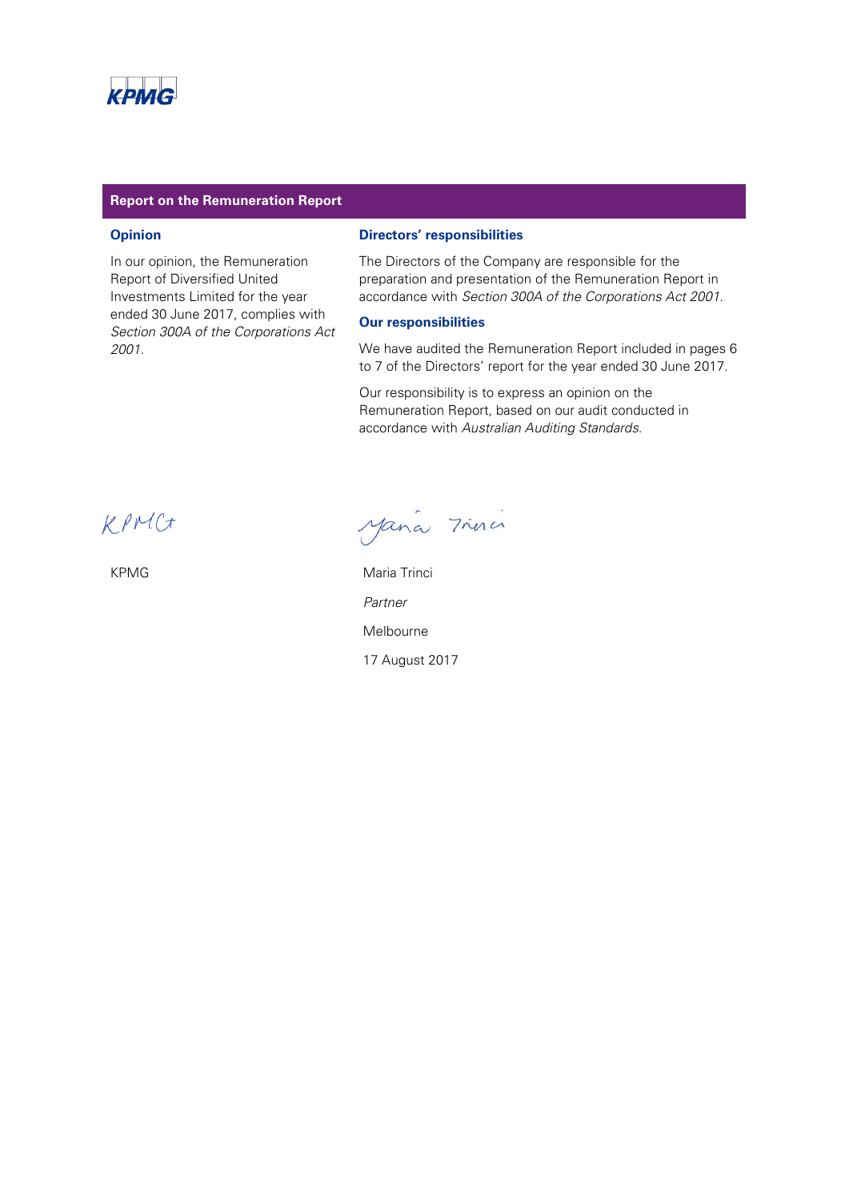## Report on the Remuneration Report

### Opinion

In our opinion, the Remuneration Report of Diversified United Investments Limited for the year ended 30 June 2017, complies with *Section 300A of the Corporations Act 2001*.

### Directors' responsibilities

The Directors of the Company are responsible for the preparation and presentation of the Remuneration Report in accordance with *Section 300A of the Corporations Act 2001*.

### Our responsibilities

We have audited the Remuneration Report included in pages 6 to 7 of the Directors' report for the year ended 30 June 2017.

Our responsibility is to express an opinion on the Remuneration Report, based on our audit conducted in accordance with *Australian Auditing Standards*.

KPMG

Maria Trinci

*Partner*

Melbourne

17 August 2017